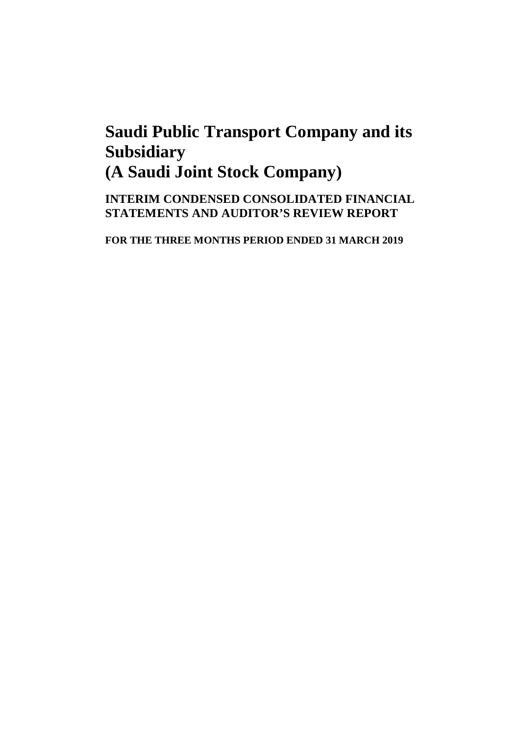# Saudi Public Transport Company and its Subsidiary
# (A Saudi Joint Stock Company)

**INTERIM CONDENSED CONSOLIDATED FINANCIAL STATEMENTS AND AUDITOR'S REVIEW REPORT**

**FOR THE THREE MONTHS PERIOD ENDED 31 MARCH 2019**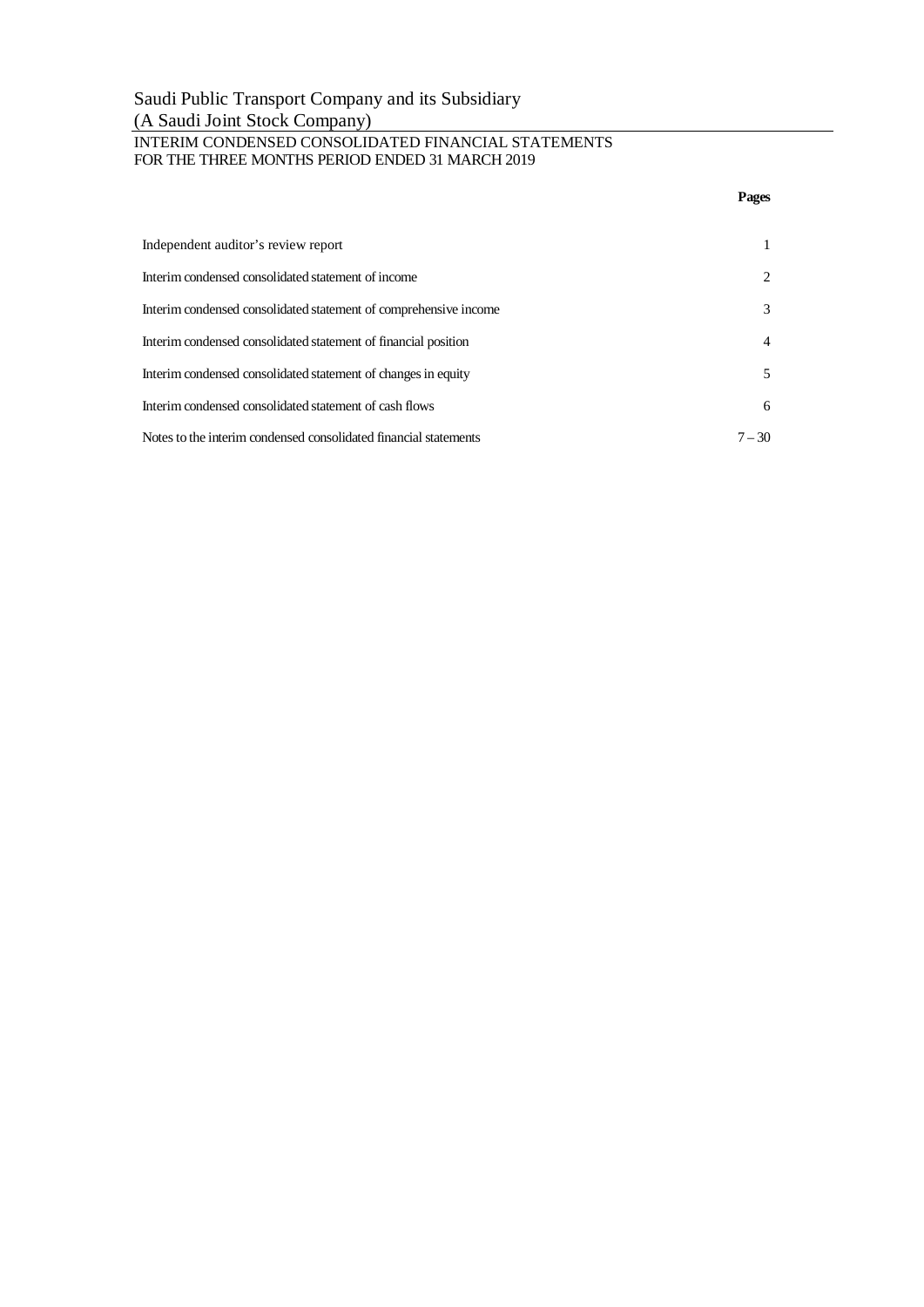Saudi Public Transport Company and its Subsidiary
(A Saudi Joint Stock Company)
INTERIM CONDENSED CONSOLIDATED FINANCIAL STATEMENTS
FOR THE THREE MONTHS PERIOD ENDED 31 MARCH 2019

| | **Pages** |
|---|---|
| Independent auditor's review report | 1 |
| Interim condensed consolidated statement of income | 2 |
| Interim condensed consolidated statement of comprehensive income | 3 |
| Interim condensed consolidated statement of financial position | 4 |
| Interim condensed consolidated statement of changes in equity | 5 |
| Interim condensed consolidated statement of cash flows | 6 |
| Notes to the interim condensed consolidated financial statements | 7 – 30 |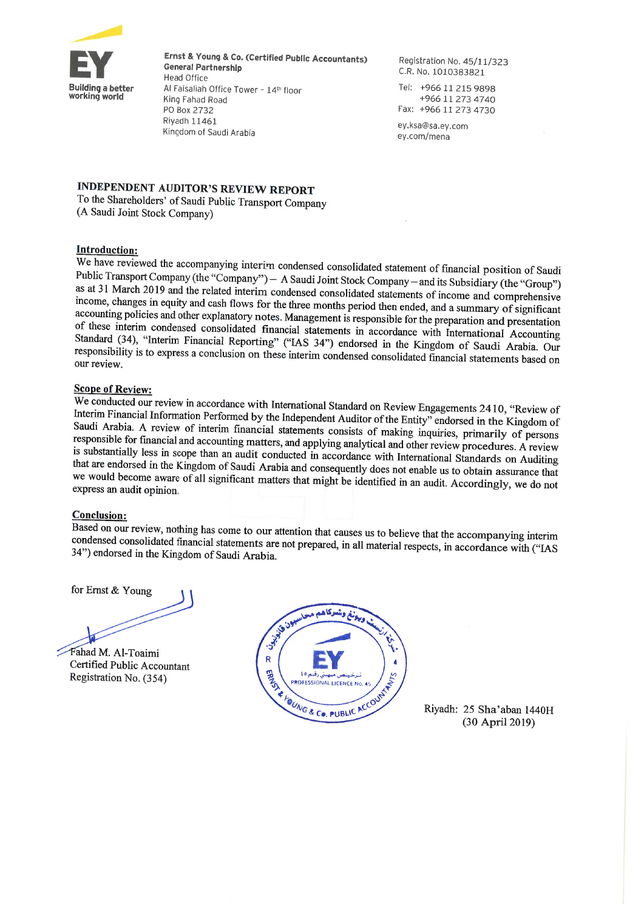**Ernst & Young & Co. (Certified Public Accountants)**
**General Partnership**
Head Office
Al Faisaliah Office Tower - 14th floor
King Fahad Road
PO Box 2732
Riyadh 11461
Kingdom of Saudi Arabia

Registration No. 45/11/323
C.R. No. 1010383821

Tel: +966 11 215 9898
+966 11 273 4740
Fax: +966 11 273 4730

ey.ksa@sa.ey.com
ey.com/mena

**INDEPENDENT AUDITOR'S REVIEW REPORT**
To the Shareholders' of Saudi Public Transport Company
(A Saudi Joint Stock Company)

**Introduction:**

We have reviewed the accompanying interim condensed consolidated statement of financial position of Saudi Public Transport Company (the "Company") – A Saudi Joint Stock Company – and its Subsidiary (the "Group") as at 31 March 2019 and the related interim condensed consolidated statements of income and comprehensive income, changes in equity and cash flows for the three months period then ended, and a summary of significant accounting policies and other explanatory notes. Management is responsible for the preparation and presentation of these interim condensed consolidated financial statements in accordance with International Accounting Standard (34), "Interim Financial Reporting" ("IAS 34") endorsed in the Kingdom of Saudi Arabia. Our responsibility is to express a conclusion on these interim condensed consolidated financial statements based on our review.

**Scope of Review:**

We conducted our review in accordance with International Standard on Review Engagements 2410, "Review of Interim Financial Information Performed by the Independent Auditor of the Entity" endorsed in the Kingdom of Saudi Arabia. A review of interim financial statements consists of making inquiries, primarily of persons responsible for financial and accounting matters, and applying analytical and other review procedures. A review is substantially less in scope than an audit conducted in accordance with International Standards on Auditing that are endorsed in the Kingdom of Saudi Arabia and consequently does not enable us to obtain assurance that we would become aware of all significant matters that might be identified in an audit. Accordingly, we do not express an audit opinion.

**Conclusion:**

Based on our review, nothing has come to our attention that causes us to believe that the accompanying interim condensed consolidated financial statements are not prepared, in all material respects, in accordance with ("IAS 34") endorsed in the Kingdom of Saudi Arabia.

for Ernst & Young

Fahad M. Al-Toaimi
Certified Public Accountant
Registration No. (354)

Riyadh: 25 Sha'aban 1440H
(30 April 2019)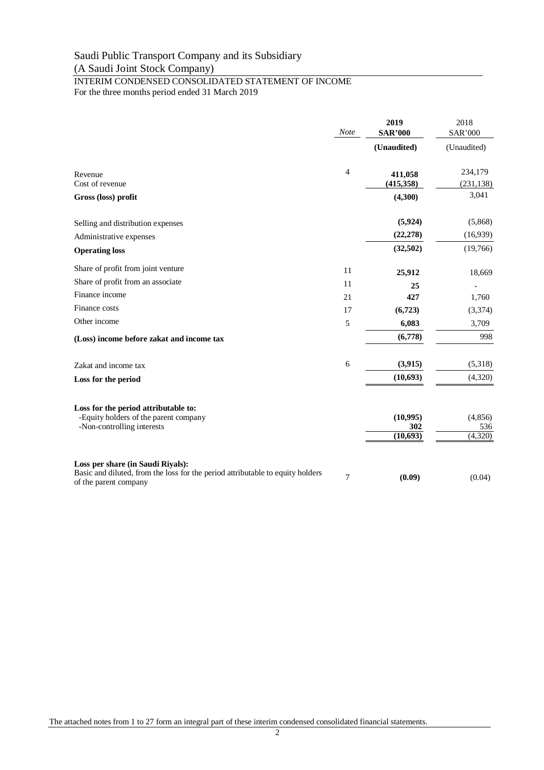# Saudi Public Transport Company and its Subsidiary

(A Saudi Joint Stock Company)

## INTERIM CONDENSED CONSOLIDATED STATEMENT OF INCOME

For the three months period ended 31 March 2019

| | *Note* | **2019** **SAR'000** | 2018 SAR'000 |
|---|---|---|---|
| | | **(Unaudited)** | (Unaudited) |
| Revenue | 4 | **411,058** | 234,179 |
| Cost of revenue | | **(415,358)** | (231,138) |
| **Gross (loss) profit** | | **(4,300)** | 3,041 |
| Selling and distribution expenses | | **(5,924)** | (5,868) |
| Administrative expenses | | **(22,278)** | (16,939) |
| **Operating loss** | | **(32,502)** | (19,766) |
| Share of profit from joint venture | 11 | **25,912** | 18,669 |
| Share of profit from an associate | 11 | **25** | - |
| Finance income | 21 | **427** | 1,760 |
| Finance costs | 17 | **(6,723)** | (3,374) |
| Other income | 5 | **6,083** | 3,709 |
| **(Loss) income before zakat and income tax** | | **(6,778)** | 998 |
| Zakat and income tax | 6 | **(3,915)** | (5,318) |
| **Loss for the period** | | **(10,693)** | (4,320) |
| **Loss for the period attributable to:** | | | |
| -Equity holders of the parent company | | **(10,995)** | (4,856) |
| -Non-controlling interests | | **302** | 536 |
| | | **(10,693)** | (4,320) |
| **Loss per share (in Saudi Riyals):** | | | |
| Basic and diluted, from the loss for the period attributable to equity holders of the parent company | 7 | **(0.09)** | (0.04) |

The attached notes from 1 to 27 form an integral part of these interim condensed consolidated financial statements.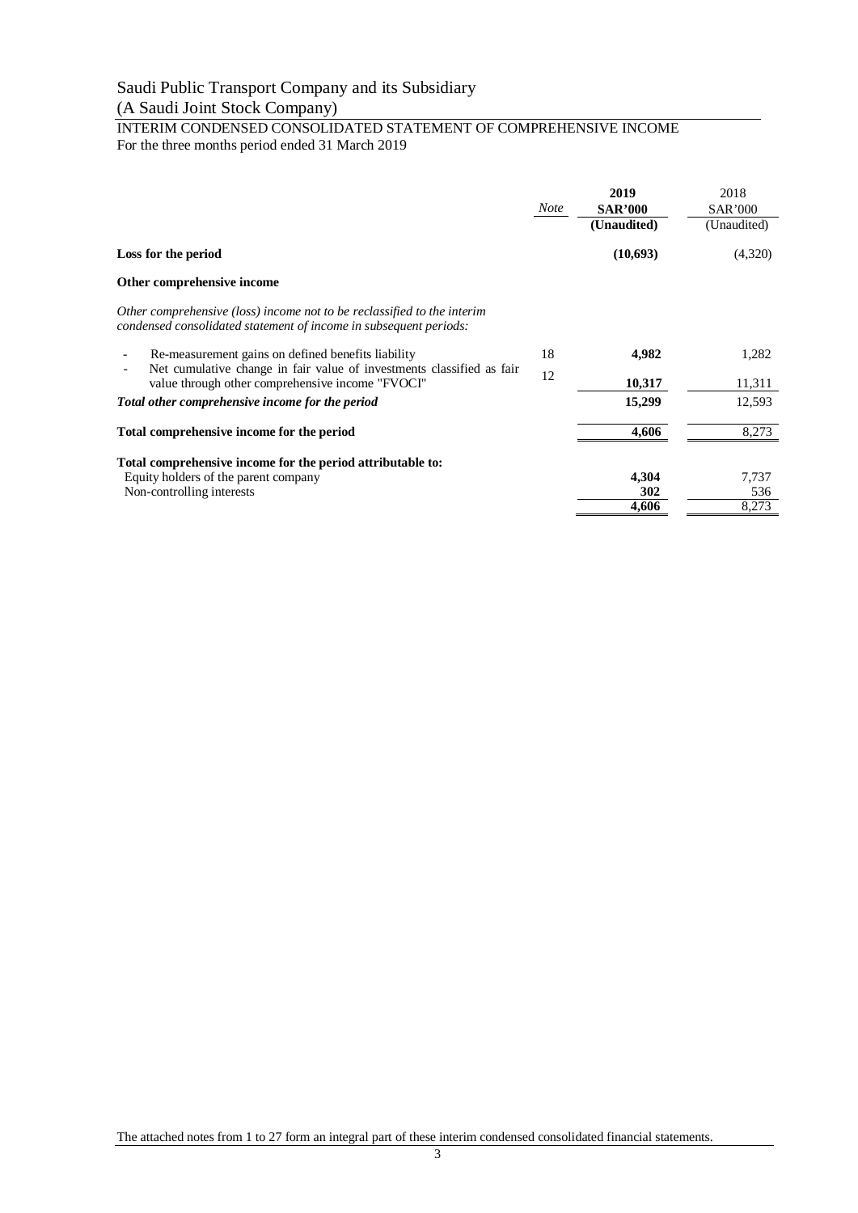Saudi Public Transport Company and its Subsidiary
(A Saudi Joint Stock Company)

INTERIM CONDENSED CONSOLIDATED STATEMENT OF COMPREHENSIVE INCOME
For the three months period ended 31 March 2019

| | *Note* | **2019 SAR'000 (Unaudited)** | 2018 SAR'000 (Unaudited) |
|---|---|---|---|
| **Loss for the period** | | **(10,693)** | (4,320) |
| **Other comprehensive income** | | | |
| *Other comprehensive (loss) income not to be reclassified to the interim condensed consolidated statement of income in subsequent periods:* | | | |
| - Re-measurement gains on defined benefits liability | 18 | **4,982** | 1,282 |
| - Net cumulative change in fair value of investments classified as fair value through other comprehensive income "FVOCI" | 12 | **10,317** | 11,311 |
| ***Total other comprehensive income for the period*** | | **15,299** | 12,593 |
| **Total comprehensive income for the period** | | **4,606** | 8,273 |
| **Total comprehensive income for the period attributable to:** | | | |
| Equity holders of the parent company | | **4,304** | 7,737 |
| Non-controlling interests | | **302** | 536 |
| | | **4,606** | 8,273 |

The attached notes from 1 to 27 form an integral part of these interim condensed consolidated financial statements.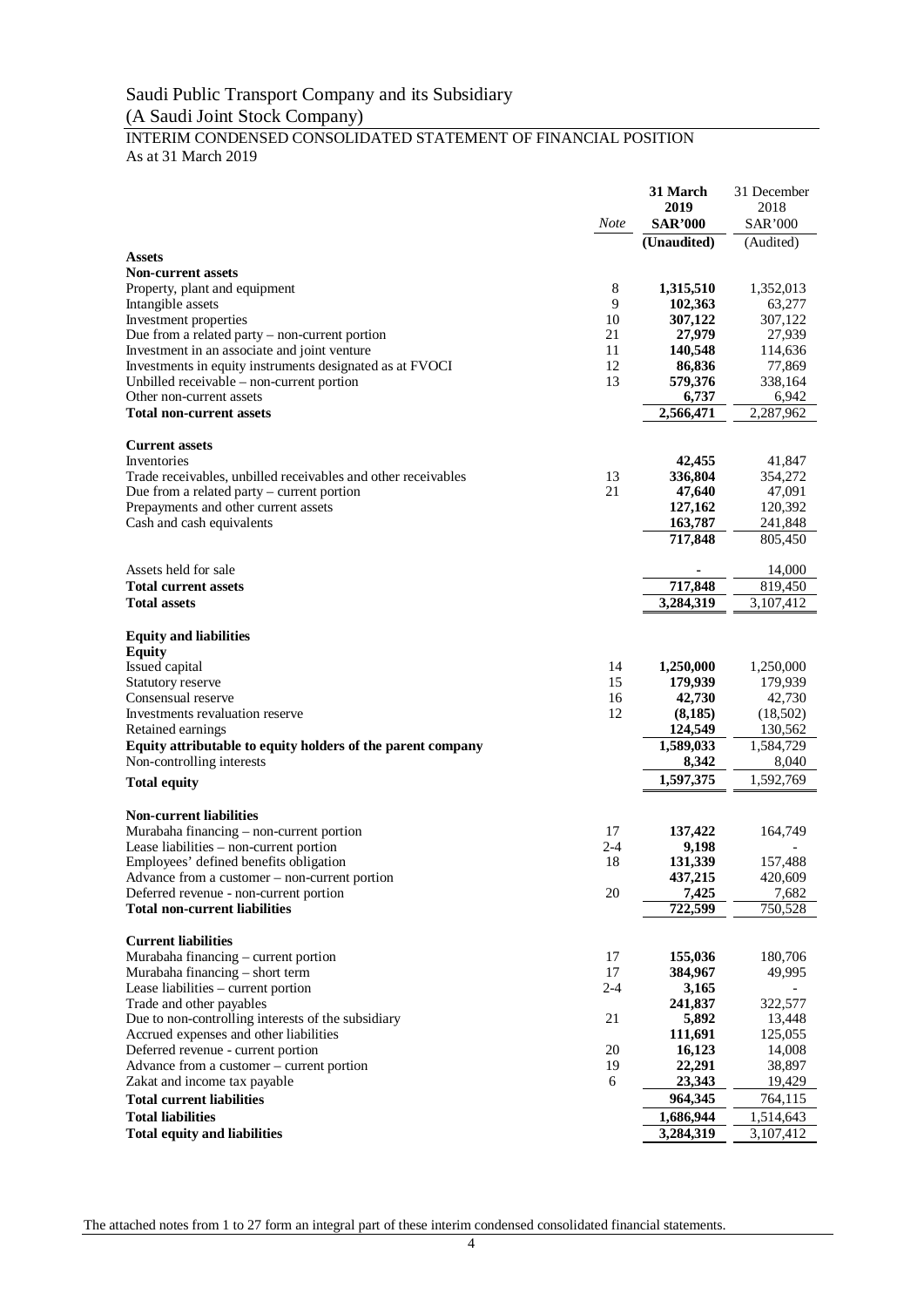# Saudi Public Transport Company and its Subsidiary

(A Saudi Joint Stock Company)

## INTERIM CONDENSED CONSOLIDATED STATEMENT OF FINANCIAL POSITION

As at 31 March 2019

| | *Note* | **31 March 2019 SAR'000** | 31 December 2018 SAR'000 |
|---|---|---|---|
| | | **(Unaudited)** | (Audited) |
| **Assets** | | | |
| **Non-current assets** | | | |
| Property, plant and equipment | 8 | **1,315,510** | 1,352,013 |
| Intangible assets | 9 | **102,363** | 63,277 |
| Investment properties | 10 | **307,122** | 307,122 |
| Due from a related party – non-current portion | 21 | **27,979** | 27,939 |
| Investment in an associate and joint venture | 11 | **140,548** | 114,636 |
| Investments in equity instruments designated as at FVOCI | 12 | **86,836** | 77,869 |
| Unbilled receivable – non-current portion | 13 | **579,376** | 338,164 |
| Other non-current assets | | **6,737** | 6,942 |
| **Total non-current assets** | | **2,566,471** | 2,287,962 |
| | | | |
| **Current assets** | | | |
| Inventories | | **42,455** | 41,847 |
| Trade receivables, unbilled receivables and other receivables | 13 | **336,804** | 354,272 |
| Due from a related party – current portion | 21 | **47,640** | 47,091 |
| Prepayments and other current assets | | **127,162** | 120,392 |
| Cash and cash equivalents | | **163,787** | 241,848 |
| | | **717,848** | 805,450 |
| | | | |
| Assets held for sale | | **-** | 14,000 |
| **Total current assets** | | **717,848** | 819,450 |
| **Total assets** | | **3,284,319** | 3,107,412 |
| | | | |
| **Equity and liabilities** | | | |
| **Equity** | | | |
| Issued capital | 14 | **1,250,000** | 1,250,000 |
| Statutory reserve | 15 | **179,939** | 179,939 |
| Consensual reserve | 16 | **42,730** | 42,730 |
| Investments revaluation reserve | 12 | **(8,185)** | (18,502) |
| Retained earnings | | **124,549** | 130,562 |
| **Equity attributable to equity holders of the parent company** | | **1,589,033** | 1,584,729 |
| Non-controlling interests | | **8,342** | 8,040 |
| **Total equity** | | **1,597,375** | 1,592,769 |
| | | | |
| **Non-current liabilities** | | | |
| Murabaha financing – non-current portion | 17 | **137,422** | 164,749 |
| Lease liabilities – non-current portion | 2-4 | **9,198** | - |
| Employees' defined benefits obligation | 18 | **131,339** | 157,488 |
| Advance from a customer – non-current portion | | **437,215** | 420,609 |
| Deferred revenue - non-current portion | 20 | **7,425** | 7,682 |
| **Total non-current liabilities** | | **722,599** | 750,528 |
| | | | |
| **Current liabilities** | | | |
| Murabaha financing – current portion | 17 | **155,036** | 180,706 |
| Murabaha financing – short term | 17 | **384,967** | 49,995 |
| Lease liabilities – current portion | 2-4 | **3,165** | - |
| Trade and other payables | | **241,837** | 322,577 |
| Due to non-controlling interests of the subsidiary | 21 | **5,892** | 13,448 |
| Accrued expenses and other liabilities | | **111,691** | 125,055 |
| Deferred revenue - current portion | 20 | **16,123** | 14,008 |
| Advance from a customer – current portion | 19 | **22,291** | 38,897 |
| Zakat and income tax payable | 6 | **23,343** | 19,429 |
| **Total current liabilities** | | **964,345** | 764,115 |
| **Total liabilities** | | **1,686,944** | 1,514,643 |
| **Total equity and liabilities** | | **3,284,319** | 3,107,412 |

The attached notes from 1 to 27 form an integral part of these interim condensed consolidated financial statements.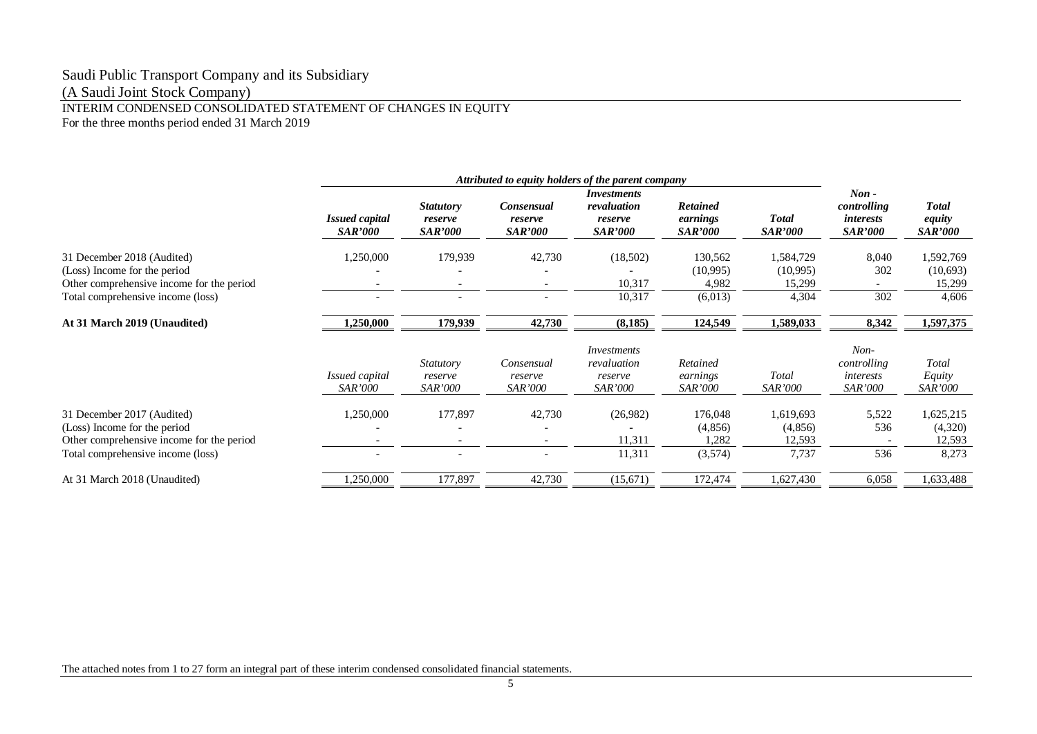# Saudi Public Transport Company and its Subsidiary

(A Saudi Joint Stock Company)

INTERIM CONDENSED CONSOLIDATED STATEMENT OF CHANGES IN EQUITY

For the three months period ended 31 March 2019

| | *Attributed to equity holders of the parent company* | | | | | | | |
|---|---|---|---|---|---|---|---|---|
| | ***Issued capital SAR'000*** | ***Statutory reserve SAR'000*** | ***Consensual reserve SAR'000*** | ***Investments revaluation reserve SAR'000*** | ***Retained earnings SAR'000*** | ***Total SAR'000*** | ***Non - controlling interests SAR'000*** | ***Total equity SAR'000*** |
| 31 December 2018 (Audited) | 1,250,000 | 179,939 | 42,730 | (18,502) | 130,562 | 1,584,729 | 8,040 | 1,592,769 |
| (Loss) Income for the period | - | - | - | - | (10,995) | (10,995) | 302 | (10,693) |
| Other comprehensive income for the period | - | - | - | 10,317 | 4,982 | 15,299 | - | 15,299 |
| Total comprehensive income (loss) | - | - | - | 10,317 | (6,013) | 4,304 | 302 | 4,606 |
| **At 31 March 2019 (Unaudited)** | **1,250,000** | **179,939** | **42,730** | **(8,185)** | **124,549** | **1,589,033** | **8,342** | **1,597,375** |
| | *Issued capital SAR'000* | *Statutory reserve SAR'000* | *Consensual reserve SAR'000* | *Investments revaluation reserve SAR'000* | *Retained earnings SAR'000* | *Total SAR'000* | *Non-controlling interests SAR'000* | *Total Equity SAR'000* |
| 31 December 2017 (Audited) | 1,250,000 | 177,897 | 42,730 | (26,982) | 176,048 | 1,619,693 | 5,522 | 1,625,215 |
| (Loss) Income for the period | - | - | - | - | (4,856) | (4,856) | 536 | (4,320) |
| Other comprehensive income for the period | - | - | - | 11,311 | 1,282 | 12,593 | - | 12,593 |
| Total comprehensive income (loss) | - | - | - | 11,311 | (3,574) | 7,737 | 536 | 8,273 |
| At 31 March 2018 (Unaudited) | 1,250,000 | 177,897 | 42,730 | (15,671) | 172,474 | 1,627,430 | 6,058 | 1,633,488 |

The attached notes from 1 to 27 form an integral part of these interim condensed consolidated financial statements.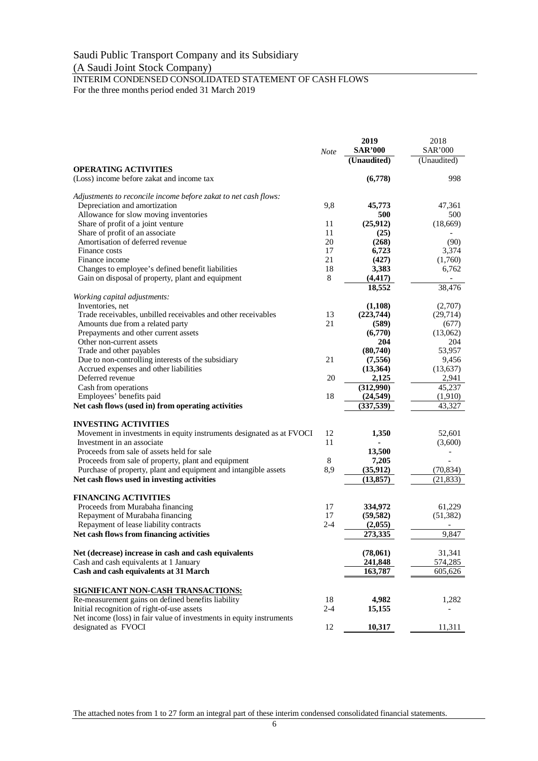# Saudi Public Transport Company and its Subsidiary
(A Saudi Joint Stock Company)

## INTERIM CONDENSED CONSOLIDATED STATEMENT OF CASH FLOWS
For the three months period ended 31 March 2019

| | Note | 2019 SAR'000 (Unaudited) | 2018 SAR'000 (Unaudited) |
|---|---|---|---|
| **OPERATING ACTIVITIES** | | | |
| (Loss) income before zakat and income tax | | **(6,778)** | 998 |
| *Adjustments to reconcile income before zakat to net cash flows:* | | | |
| Depreciation and amortization | 9,8 | **45,773** | 47,361 |
| Allowance for slow moving inventories | | **500** | 500 |
| Share of profit of a joint venture | 11 | **(25,912)** | (18,669) |
| Share of profit of an associate | 11 | **(25)** | - |
| Amortisation of deferred revenue | 20 | **(268)** | (90) |
| Finance costs | 17 | **6,723** | 3,374 |
| Finance income | 21 | **(427)** | (1,760) |
| Changes to employee's defined benefit liabilities | 18 | **3,383** | 6,762 |
| Gain on disposal of property, plant and equipment | 8 | **(4,417)** | - |
| | | **18,552** | 38,476 |
| *Working capital adjustments:* | | | |
| Inventories, net | | **(1,108)** | (2,707) |
| Trade receivables, unbilled receivables and other receivables | 13 | **(223,744)** | (29,714) |
| Amounts due from a related party | 21 | **(589)** | (677) |
| Prepayments and other current assets | | **(6,770)** | (13,062) |
| Other non-current assets | | **204** | 204 |
| Trade and other payables | | **(80,740)** | 53,957 |
| Due to non-controlling interests of the subsidiary | 21 | **(7,556)** | 9,456 |
| Accrued expenses and other liabilities | | **(13,364)** | (13,637) |
| Deferred revenue | 20 | **2,125** | 2,941 |
| Cash from operations | | **(312,990)** | 45,237 |
| Employees' benefits paid | 18 | **(24,549)** | (1,910) |
| **Net cash flows (used in) from operating activities** | | **(337,539)** | 43,327 |
| **INVESTING ACTIVITIES** | | | |
| Movement in investments in equity instruments designated as at FVOCI | 12 | **1,350** | 52,601 |
| Investment in an associate | 11 | **-** | (3,600) |
| Proceeds from sale of assets held for sale | | **13,500** | - |
| Proceeds from sale of property, plant and equipment | 8 | **7,205** | - |
| Purchase of property, plant and equipment and intangible assets | 8,9 | **(35,912)** | (70,834) |
| **Net cash flows used in investing activities** | | **(13,857)** | (21,833) |
| **FINANCING ACTIVITIES** | | | |
| Proceeds from Murabaha financing | 17 | **334,972** | 61,229 |
| Repayment of Murabaha financing | 17 | **(59,582)** | (51,382) |
| Repayment of lease liability contracts | 2-4 | **(2,055)** | - |
| **Net cash flows from financing activities** | | **273,335** | 9,847 |
| **Net (decrease) increase in cash and cash equivalents** | | **(78,061)** | 31,341 |
| Cash and cash equivalents at 1 January | | **241,848** | 574,285 |
| **Cash and cash equivalents at 31 March** | | **163,787** | 605,626 |
| **SIGNIFICANT NON-CASH TRANSACTIONS:** | | | |
| Re-measurement gains on defined benefits liability | 18 | **4,982** | 1,282 |
| Initial recognition of right-of-use assets | 2-4 | **15,155** | - |
| Net income (loss) in fair value of investments in equity instruments designated as FVOCI | 12 | **10,317** | 11,311 |

The attached notes from 1 to 27 form an integral part of these interim condensed consolidated financial statements.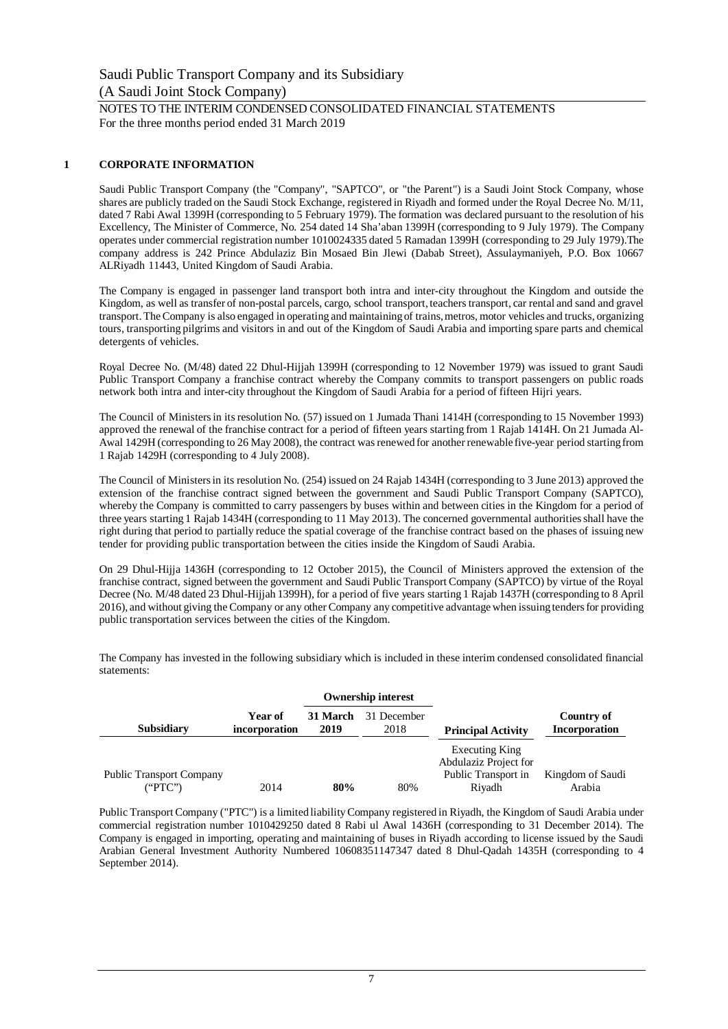## 1 CORPORATE INFORMATION

Saudi Public Transport Company (the "Company", "SAPTCO", or "the Parent") is a Saudi Joint Stock Company, whose shares are publicly traded on the Saudi Stock Exchange, registered in Riyadh and formed under the Royal Decree No. M/11, dated 7 Rabi Awal 1399H (corresponding to 5 February 1979). The formation was declared pursuant to the resolution of his Excellency, The Minister of Commerce, No. 254 dated 14 Sha'aban 1399H (corresponding to 9 July 1979). The Company operates under commercial registration number 1010024335 dated 5 Ramadan 1399H (corresponding to 29 July 1979).The company address is 242 Prince Abdulaziz Bin Mosaed Bin Jlewi (Dabab Street), Assulaymaniyeh, P.O. Box 10667 ALRiyadh 11443, United Kingdom of Saudi Arabia.

The Company is engaged in passenger land transport both intra and inter-city throughout the Kingdom and outside the Kingdom, as well as transfer of non-postal parcels, cargo, school transport, teachers transport, car rental and sand and gravel transport. The Company is also engaged in operating and maintaining of trains, metros, motor vehicles and trucks, organizing tours, transporting pilgrims and visitors in and out of the Kingdom of Saudi Arabia and importing spare parts and chemical detergents of vehicles.

Royal Decree No. (M/48) dated 22 Dhul-Hijjah 1399H (corresponding to 12 November 1979) was issued to grant Saudi Public Transport Company a franchise contract whereby the Company commits to transport passengers on public roads network both intra and inter-city throughout the Kingdom of Saudi Arabia for a period of fifteen Hijri years.

The Council of Ministers in its resolution No. (57) issued on 1 Jumada Thani 1414H (corresponding to 15 November 1993) approved the renewal of the franchise contract for a period of fifteen years starting from 1 Rajab 1414H. On 21 Jumada Al-Awal 1429H (corresponding to 26 May 2008), the contract was renewed for another renewable five-year period starting from 1 Rajab 1429H (corresponding to 4 July 2008).

The Council of Ministers in its resolution No. (254) issued on 24 Rajab 1434H (corresponding to 3 June 2013) approved the extension of the franchise contract signed between the government and Saudi Public Transport Company (SAPTCO), whereby the Company is committed to carry passengers by buses within and between cities in the Kingdom for a period of three years starting 1 Rajab 1434H (corresponding to 11 May 2013). The concerned governmental authorities shall have the right during that period to partially reduce the spatial coverage of the franchise contract based on the phases of issuing new tender for providing public transportation between the cities inside the Kingdom of Saudi Arabia.

On 29 Dhul-Hijja 1436H (corresponding to 12 October 2015), the Council of Ministers approved the extension of the franchise contract, signed between the government and Saudi Public Transport Company (SAPTCO) by virtue of the Royal Decree (No. M/48 dated 23 Dhul-Hijjah 1399H), for a period of five years starting 1 Rajab 1437H (corresponding to 8 April 2016), and without giving the Company or any other Company any competitive advantage when issuing tenders for providing public transportation services between the cities of the Kingdom.

The Company has invested in the following subsidiary which is included in these interim condensed consolidated financial statements:

| Subsidiary | Year of incorporation | Ownership interest | | Principal Activity | Country of Incorporation |
|---|---|---|---|---|---|
| | | **31 March 2019** | 31 December 2018 | | |
| Public Transport Company ("PTC") | 2014 | **80%** | 80% | Executing King Abdulaziz Project for Public Transport in Riyadh | Kingdom of Saudi Arabia |

Public Transport Company ("PTC") is a limited liability Company registered in Riyadh, the Kingdom of Saudi Arabia under commercial registration number 1010429250 dated 8 Rabi ul Awal 1436H (corresponding to 31 December 2014). The Company is engaged in importing, operating and maintaining of buses in Riyadh according to license issued by the Saudi Arabian General Investment Authority Numbered 10608351147347 dated 8 Dhul-Qadah 1435H (corresponding to 4 September 2014).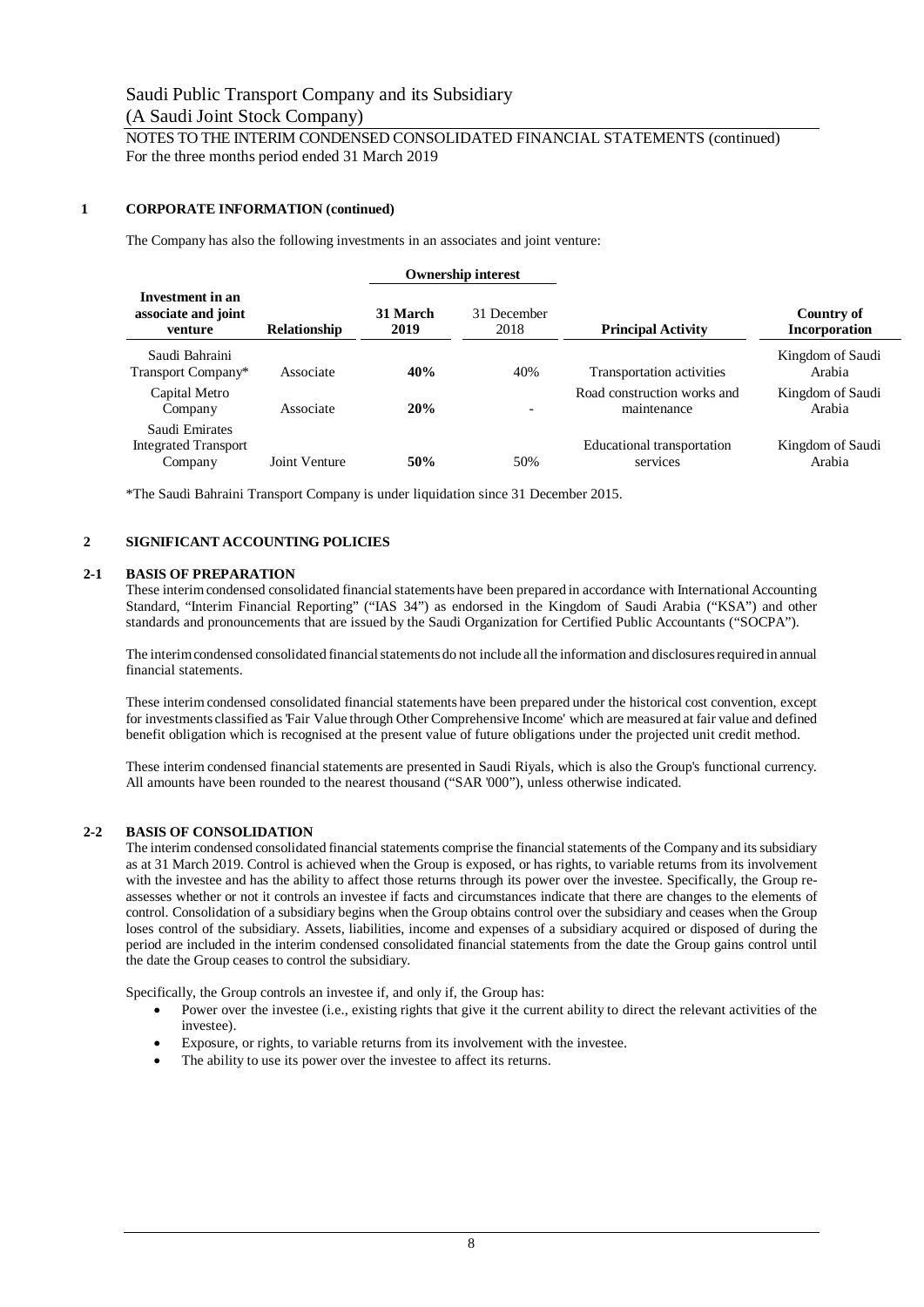## 1 CORPORATE INFORMATION (continued)

The Company has also the following investments in an associates and joint venture:

| Investment in an associate and joint venture | Relationship | Ownership interest | | Principal Activity | Country of Incorporation |
|---|---|---|---|---|---|
| | | **31 March 2019** | 31 December 2018 | | |
| Saudi Bahraini Transport Company* | Associate | **40%** | 40% | Transportation activities | Kingdom of Saudi Arabia |
| Capital Metro Company | Associate | **20%** | - | Road construction works and maintenance | Kingdom of Saudi Arabia |
| Saudi Emirates Integrated Transport Company | Joint Venture | **50%** | 50% | Educational transportation services | Kingdom of Saudi Arabia |

*The Saudi Bahraini Transport Company is under liquidation since 31 December 2015.

## 2 SIGNIFICANT ACCOUNTING POLICIES

### 2-1 BASIS OF PREPARATION

These interim condensed consolidated financial statements have been prepared in accordance with International Accounting Standard, "Interim Financial Reporting" ("IAS 34") as endorsed in the Kingdom of Saudi Arabia ("KSA") and other standards and pronouncements that are issued by the Saudi Organization for Certified Public Accountants ("SOCPA").

The interim condensed consolidated financial statements do not include all the information and disclosures required in annual financial statements.

These interim condensed consolidated financial statements have been prepared under the historical cost convention, except for investments classified as 'Fair Value through Other Comprehensive Income' which are measured at fair value and defined benefit obligation which is recognised at the present value of future obligations under the projected unit credit method.

These interim condensed financial statements are presented in Saudi Riyals, which is also the Group's functional currency. All amounts have been rounded to the nearest thousand ("SAR '000"), unless otherwise indicated.

### 2-2 BASIS OF CONSOLIDATION

The interim condensed consolidated financial statements comprise the financial statements of the Company and its subsidiary as at 31 March 2019. Control is achieved when the Group is exposed, or has rights, to variable returns from its involvement with the investee and has the ability to affect those returns through its power over the investee. Specifically, the Group re-assesses whether or not it controls an investee if facts and circumstances indicate that there are changes to the elements of control. Consolidation of a subsidiary begins when the Group obtains control over the subsidiary and ceases when the Group loses control of the subsidiary. Assets, liabilities, income and expenses of a subsidiary acquired or disposed of during the period are included in the interim condensed consolidated financial statements from the date the Group gains control until the date the Group ceases to control the subsidiary.

Specifically, the Group controls an investee if, and only if, the Group has:

- Power over the investee (i.e., existing rights that give it the current ability to direct the relevant activities of the investee).
- Exposure, or rights, to variable returns from its involvement with the investee.
- The ability to use its power over the investee to affect its returns.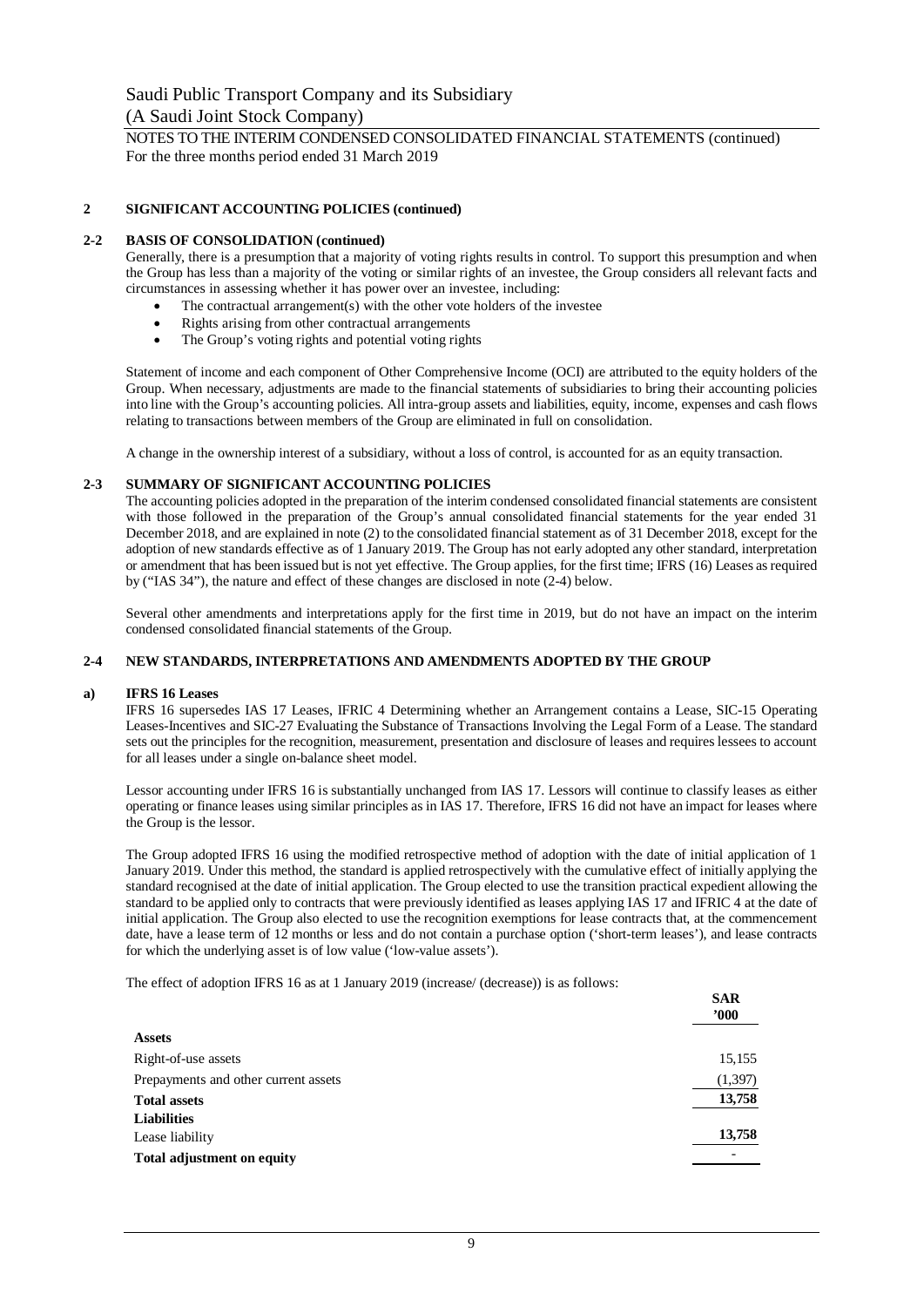Saudi Public Transport Company and its Subsidiary

(A Saudi Joint Stock Company)

NOTES TO THE INTERIM CONDENSED CONSOLIDATED FINANCIAL STATEMENTS (continued)

For the three months period ended 31 March 2019

## 2 SIGNIFICANT ACCOUNTING POLICIES (continued)

### 2-2 BASIS OF CONSOLIDATION (continued)

Generally, there is a presumption that a majority of voting rights results in control. To support this presumption and when the Group has less than a majority of the voting or similar rights of an investee, the Group considers all relevant facts and circumstances in assessing whether it has power over an investee, including:

- The contractual arrangement(s) with the other vote holders of the investee
- Rights arising from other contractual arrangements
- The Group's voting rights and potential voting rights

Statement of income and each component of Other Comprehensive Income (OCI) are attributed to the equity holders of the Group. When necessary, adjustments are made to the financial statements of subsidiaries to bring their accounting policies into line with the Group's accounting policies. All intra-group assets and liabilities, equity, income, expenses and cash flows relating to transactions between members of the Group are eliminated in full on consolidation.

A change in the ownership interest of a subsidiary, without a loss of control, is accounted for as an equity transaction.

### 2-3 SUMMARY OF SIGNIFICANT ACCOUNTING POLICIES

The accounting policies adopted in the preparation of the interim condensed consolidated financial statements are consistent with those followed in the preparation of the Group's annual consolidated financial statements for the year ended 31 December 2018, and are explained in note (2) to the consolidated financial statement as of 31 December 2018, except for the adoption of new standards effective as of 1 January 2019. The Group has not early adopted any other standard, interpretation or amendment that has been issued but is not yet effective. The Group applies, for the first time; IFRS (16) Leases as required by ("IAS 34"), the nature and effect of these changes are disclosed in note (2-4) below.

Several other amendments and interpretations apply for the first time in 2019, but do not have an impact on the interim condensed consolidated financial statements of the Group.

### 2-4 NEW STANDARDS, INTERPRETATIONS AND AMENDMENTS ADOPTED BY THE GROUP

#### a) IFRS 16 Leases

IFRS 16 supersedes IAS 17 Leases, IFRIC 4 Determining whether an Arrangement contains a Lease, SIC-15 Operating Leases-Incentives and SIC-27 Evaluating the Substance of Transactions Involving the Legal Form of a Lease. The standard sets out the principles for the recognition, measurement, presentation and disclosure of leases and requires lessees to account for all leases under a single on-balance sheet model.

Lessor accounting under IFRS 16 is substantially unchanged from IAS 17. Lessors will continue to classify leases as either operating or finance leases using similar principles as in IAS 17. Therefore, IFRS 16 did not have an impact for leases where the Group is the lessor.

The Group adopted IFRS 16 using the modified retrospective method of adoption with the date of initial application of 1 January 2019. Under this method, the standard is applied retrospectively with the cumulative effect of initially applying the standard recognised at the date of initial application. The Group elected to use the transition practical expedient allowing the standard to be applied only to contracts that were previously identified as leases applying IAS 17 and IFRIC 4 at the date of initial application. The Group also elected to use the recognition exemptions for lease contracts that, at the commencement date, have a lease term of 12 months or less and do not contain a purchase option ('short-term leases'), and lease contracts for which the underlying asset is of low value ('low-value assets').

The effect of adoption IFRS 16 as at 1 January 2019 (increase/ (decrease)) is as follows:

| | SAR '000 |
|---|---|
| **Assets** | |
| Right-of-use assets | 15,155 |
| Prepayments and other current assets | (1,397) |
| **Total assets** | **13,758** |
| **Liabilities** | |
| Lease liability | **13,758** |
| **Total adjustment on equity** | - |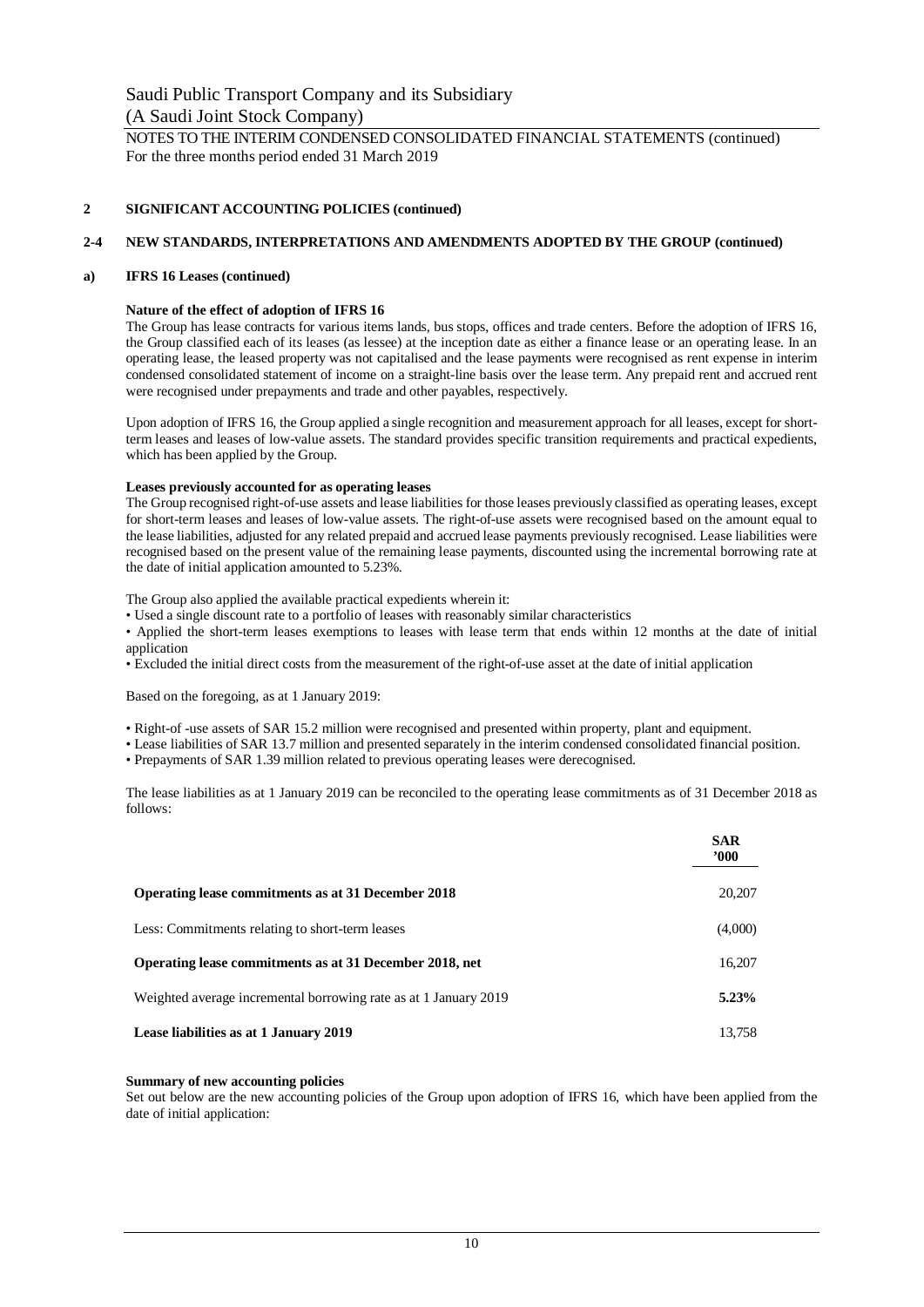## 2 SIGNIFICANT ACCOUNTING POLICIES (continued)

### 2-4 NEW STANDARDS, INTERPRETATIONS AND AMENDMENTS ADOPTED BY THE GROUP (continued)

#### a) IFRS 16 Leases (continued)

**Nature of the effect of adoption of IFRS 16**

The Group has lease contracts for various items lands, bus stops, offices and trade centers. Before the adoption of IFRS 16, the Group classified each of its leases (as lessee) at the inception date as either a finance lease or an operating lease. In an operating lease, the leased property was not capitalised and the lease payments were recognised as rent expense in interim condensed consolidated statement of income on a straight-line basis over the lease term. Any prepaid rent and accrued rent were recognised under prepayments and trade and other payables, respectively.

Upon adoption of IFRS 16, the Group applied a single recognition and measurement approach for all leases, except for short-term leases and leases of low-value assets. The standard provides specific transition requirements and practical expedients, which has been applied by the Group.

**Leases previously accounted for as operating leases**

The Group recognised right-of-use assets and lease liabilities for those leases previously classified as operating leases, except for short-term leases and leases of low-value assets. The right-of-use assets were recognised based on the amount equal to the lease liabilities, adjusted for any related prepaid and accrued lease payments previously recognised. Lease liabilities were recognised based on the present value of the remaining lease payments, discounted using the incremental borrowing rate at the date of initial application amounted to 5.23%.

The Group also applied the available practical expedients wherein it:

- Used a single discount rate to a portfolio of leases with reasonably similar characteristics
- Applied the short-term leases exemptions to leases with lease term that ends within 12 months at the date of initial application
- Excluded the initial direct costs from the measurement of the right-of-use asset at the date of initial application

Based on the foregoing, as at 1 January 2019:

- Right-of -use assets of SAR 15.2 million were recognised and presented within property, plant and equipment.
- Lease liabilities of SAR 13.7 million and presented separately in the interim condensed consolidated financial position.
- Prepayments of SAR 1.39 million related to previous operating leases were derecognised.

The lease liabilities as at 1 January 2019 can be reconciled to the operating lease commitments as of 31 December 2018 as follows:

| | SAR '000 |
|---|---|
| **Operating lease commitments as at 31 December 2018** | 20,207 |
| Less: Commitments relating to short-term leases | (4,000) |
| **Operating lease commitments as at 31 December 2018, net** | 16,207 |
| Weighted average incremental borrowing rate as at 1 January 2019 | **5.23%** |
| **Lease liabilities as at 1 January 2019** | 13,758 |

**Summary of new accounting policies**

Set out below are the new accounting policies of the Group upon adoption of IFRS 16, which have been applied from the date of initial application: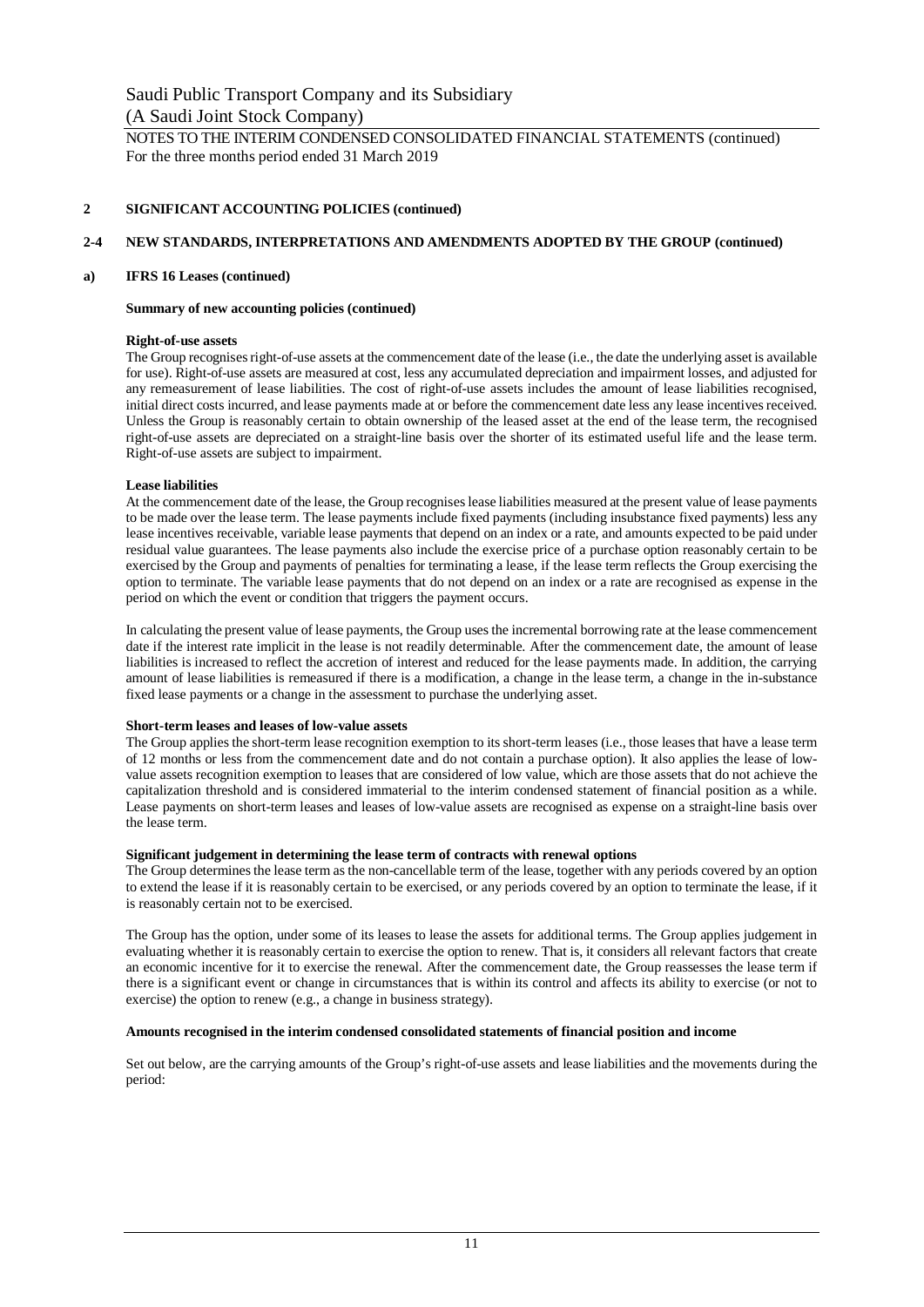## 2 SIGNIFICANT ACCOUNTING POLICIES (continued)

### 2-4 NEW STANDARDS, INTERPRETATIONS AND AMENDMENTS ADOPTED BY THE GROUP (continued)

#### a) IFRS 16 Leases (continued)

**Summary of new accounting policies (continued)**

**Right-of-use assets**

The Group recognises right-of-use assets at the commencement date of the lease (i.e., the date the underlying asset is available for use). Right-of-use assets are measured at cost, less any accumulated depreciation and impairment losses, and adjusted for any remeasurement of lease liabilities. The cost of right-of-use assets includes the amount of lease liabilities recognised, initial direct costs incurred, and lease payments made at or before the commencement date less any lease incentives received. Unless the Group is reasonably certain to obtain ownership of the leased asset at the end of the lease term, the recognised right-of-use assets are depreciated on a straight-line basis over the shorter of its estimated useful life and the lease term. Right-of-use assets are subject to impairment.

**Lease liabilities**

At the commencement date of the lease, the Group recognises lease liabilities measured at the present value of lease payments to be made over the lease term. The lease payments include fixed payments (including insubstance fixed payments) less any lease incentives receivable, variable lease payments that depend on an index or a rate, and amounts expected to be paid under residual value guarantees. The lease payments also include the exercise price of a purchase option reasonably certain to be exercised by the Group and payments of penalties for terminating a lease, if the lease term reflects the Group exercising the option to terminate. The variable lease payments that do not depend on an index or a rate are recognised as expense in the period on which the event or condition that triggers the payment occurs.

In calculating the present value of lease payments, the Group uses the incremental borrowing rate at the lease commencement date if the interest rate implicit in the lease is not readily determinable. After the commencement date, the amount of lease liabilities is increased to reflect the accretion of interest and reduced for the lease payments made. In addition, the carrying amount of lease liabilities is remeasured if there is a modification, a change in the lease term, a change in the in-substance fixed lease payments or a change in the assessment to purchase the underlying asset.

**Short-term leases and leases of low-value assets**

The Group applies the short-term lease recognition exemption to its short-term leases (i.e., those leases that have a lease term of 12 months or less from the commencement date and do not contain a purchase option). It also applies the lease of low-value assets recognition exemption to leases that are considered of low value, which are those assets that do not achieve the capitalization threshold and is considered immaterial to the interim condensed statement of financial position as a while. Lease payments on short-term leases and leases of low-value assets are recognised as expense on a straight-line basis over the lease term.

**Significant judgement in determining the lease term of contracts with renewal options**

The Group determines the lease term as the non-cancellable term of the lease, together with any periods covered by an option to extend the lease if it is reasonably certain to be exercised, or any periods covered by an option to terminate the lease, if it is reasonably certain not to be exercised.

The Group has the option, under some of its leases to lease the assets for additional terms. The Group applies judgement in evaluating whether it is reasonably certain to exercise the option to renew. That is, it considers all relevant factors that create an economic incentive for it to exercise the renewal. After the commencement date, the Group reassesses the lease term if there is a significant event or change in circumstances that is within its control and affects its ability to exercise (or not to exercise) the option to renew (e.g., a change in business strategy).

**Amounts recognised in the interim condensed consolidated statements of financial position and income**

Set out below, are the carrying amounts of the Group's right-of-use assets and lease liabilities and the movements during the period: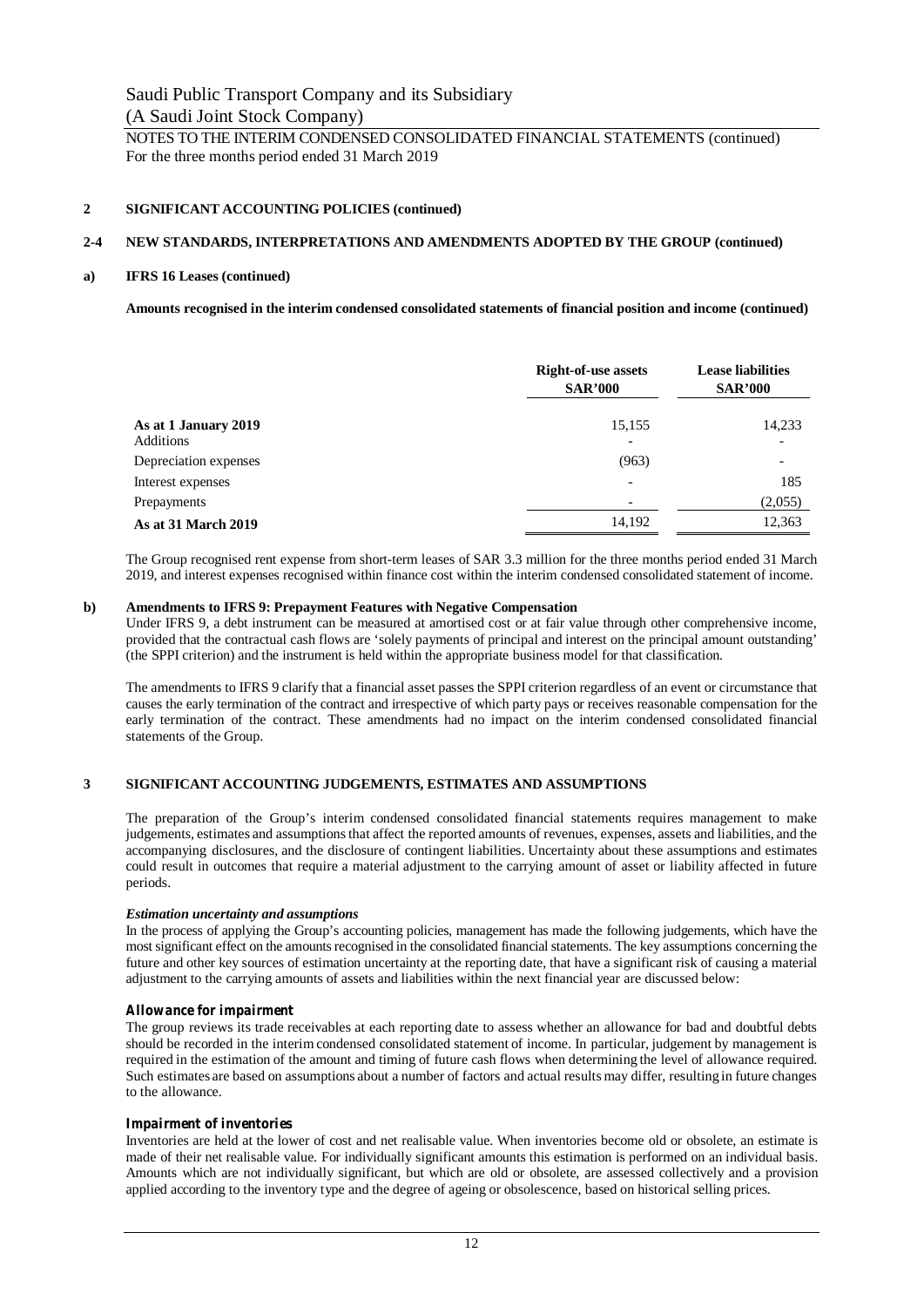## 2 SIGNIFICANT ACCOUNTING POLICIES (continued)

### 2-4 NEW STANDARDS, INTERPRETATIONS AND AMENDMENTS ADOPTED BY THE GROUP (continued)

#### a) IFRS 16 Leases (continued)

**Amounts recognised in the interim condensed consolidated statements of financial position and income (continued)**

| | Right-of-use assets SAR'000 | Lease liabilities SAR'000 |
|---|---|---|
| **As at 1 January 2019** | 15,155 | 14,233 |
| Additions | - | - |
| Depreciation expenses | (963) | - |
| Interest expenses | - | 185 |
| Prepayments | - | (2,055) |
| **As at 31 March 2019** | 14,192 | 12,363 |

The Group recognised rent expense from short-term leases of SAR 3.3 million for the three months period ended 31 March 2019, and interest expenses recognised within finance cost within the interim condensed consolidated statement of income.

#### b) Amendments to IFRS 9: Prepayment Features with Negative Compensation

Under IFRS 9, a debt instrument can be measured at amortised cost or at fair value through other comprehensive income, provided that the contractual cash flows are 'solely payments of principal and interest on the principal amount outstanding' (the SPPI criterion) and the instrument is held within the appropriate business model for that classification.

The amendments to IFRS 9 clarify that a financial asset passes the SPPI criterion regardless of an event or circumstance that causes the early termination of the contract and irrespective of which party pays or receives reasonable compensation for the early termination of the contract. These amendments had no impact on the interim condensed consolidated financial statements of the Group.

## 3 SIGNIFICANT ACCOUNTING JUDGEMENTS, ESTIMATES AND ASSUMPTIONS

The preparation of the Group's interim condensed consolidated financial statements requires management to make judgements, estimates and assumptions that affect the reported amounts of revenues, expenses, assets and liabilities, and the accompanying disclosures, and the disclosure of contingent liabilities. Uncertainty about these assumptions and estimates could result in outcomes that require a material adjustment to the carrying amount of asset or liability affected in future periods.

***Estimation uncertainty and assumptions***

In the process of applying the Group's accounting policies, management has made the following judgements, which have the most significant effect on the amounts recognised in the consolidated financial statements. The key assumptions concerning the future and other key sources of estimation uncertainty at the reporting date, that have a significant risk of causing a material adjustment to the carrying amounts of assets and liabilities within the next financial year are discussed below:

***Allowance for impairment***

The group reviews its trade receivables at each reporting date to assess whether an allowance for bad and doubtful debts should be recorded in the interim condensed consolidated statement of income. In particular, judgement by management is required in the estimation of the amount and timing of future cash flows when determining the level of allowance required. Such estimates are based on assumptions about a number of factors and actual results may differ, resulting in future changes to the allowance.

***Impairment of inventories***

Inventories are held at the lower of cost and net realisable value. When inventories become old or obsolete, an estimate is made of their net realisable value. For individually significant amounts this estimation is performed on an individual basis. Amounts which are not individually significant, but which are old or obsolete, are assessed collectively and a provision applied according to the inventory type and the degree of ageing or obsolescence, based on historical selling prices.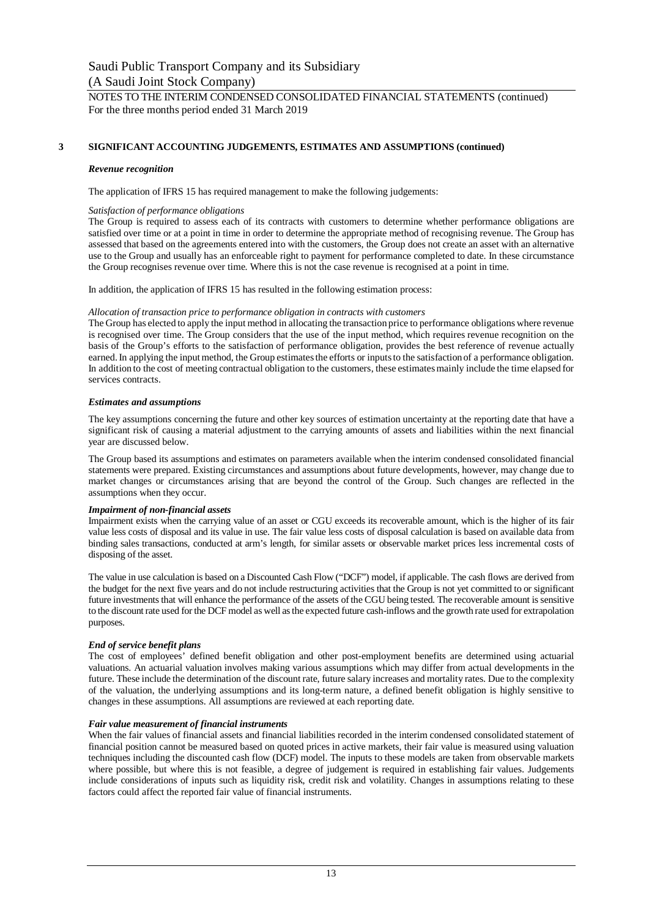## 3 SIGNIFICANT ACCOUNTING JUDGEMENTS, ESTIMATES AND ASSUMPTIONS (continued)

***Revenue recognition***

The application of IFRS 15 has required management to make the following judgements:

*Satisfaction of performance obligations*

The Group is required to assess each of its contracts with customers to determine whether performance obligations are satisfied over time or at a point in time in order to determine the appropriate method of recognising revenue. The Group has assessed that based on the agreements entered into with the customers, the Group does not create an asset with an alternative use to the Group and usually has an enforceable right to payment for performance completed to date. In these circumstance the Group recognises revenue over time. Where this is not the case revenue is recognised at a point in time.

In addition, the application of IFRS 15 has resulted in the following estimation process:

*Allocation of transaction price to performance obligation in contracts with customers*

The Group has elected to apply the input method in allocating the transaction price to performance obligations where revenue is recognised over time. The Group considers that the use of the input method, which requires revenue recognition on the basis of the Group's efforts to the satisfaction of performance obligation, provides the best reference of revenue actually earned. In applying the input method, the Group estimates the efforts or inputs to the satisfaction of a performance obligation. In addition to the cost of meeting contractual obligation to the customers, these estimates mainly include the time elapsed for services contracts.

***Estimates and assumptions***

The key assumptions concerning the future and other key sources of estimation uncertainty at the reporting date that have a significant risk of causing a material adjustment to the carrying amounts of assets and liabilities within the next financial year are discussed below.

The Group based its assumptions and estimates on parameters available when the interim condensed consolidated financial statements were prepared. Existing circumstances and assumptions about future developments, however, may change due to market changes or circumstances arising that are beyond the control of the Group. Such changes are reflected in the assumptions when they occur.

***Impairment of non-financial assets***

Impairment exists when the carrying value of an asset or CGU exceeds its recoverable amount, which is the higher of its fair value less costs of disposal and its value in use. The fair value less costs of disposal calculation is based on available data from binding sales transactions, conducted at arm's length, for similar assets or observable market prices less incremental costs of disposing of the asset.

The value in use calculation is based on a Discounted Cash Flow ("DCF") model, if applicable. The cash flows are derived from the budget for the next five years and do not include restructuring activities that the Group is not yet committed to or significant future investments that will enhance the performance of the assets of the CGU being tested. The recoverable amount is sensitive to the discount rate used for the DCF model as well as the expected future cash-inflows and the growth rate used for extrapolation purposes.

***End of service benefit plans***

The cost of employees' defined benefit obligation and other post-employment benefits are determined using actuarial valuations. An actuarial valuation involves making various assumptions which may differ from actual developments in the future. These include the determination of the discount rate, future salary increases and mortality rates. Due to the complexity of the valuation, the underlying assumptions and its long-term nature, a defined benefit obligation is highly sensitive to changes in these assumptions. All assumptions are reviewed at each reporting date.

***Fair value measurement of financial instruments***

When the fair values of financial assets and financial liabilities recorded in the interim condensed consolidated statement of financial position cannot be measured based on quoted prices in active markets, their fair value is measured using valuation techniques including the discounted cash flow (DCF) model. The inputs to these models are taken from observable markets where possible, but where this is not feasible, a degree of judgement is required in establishing fair values. Judgements include considerations of inputs such as liquidity risk, credit risk and volatility. Changes in assumptions relating to these factors could affect the reported fair value of financial instruments.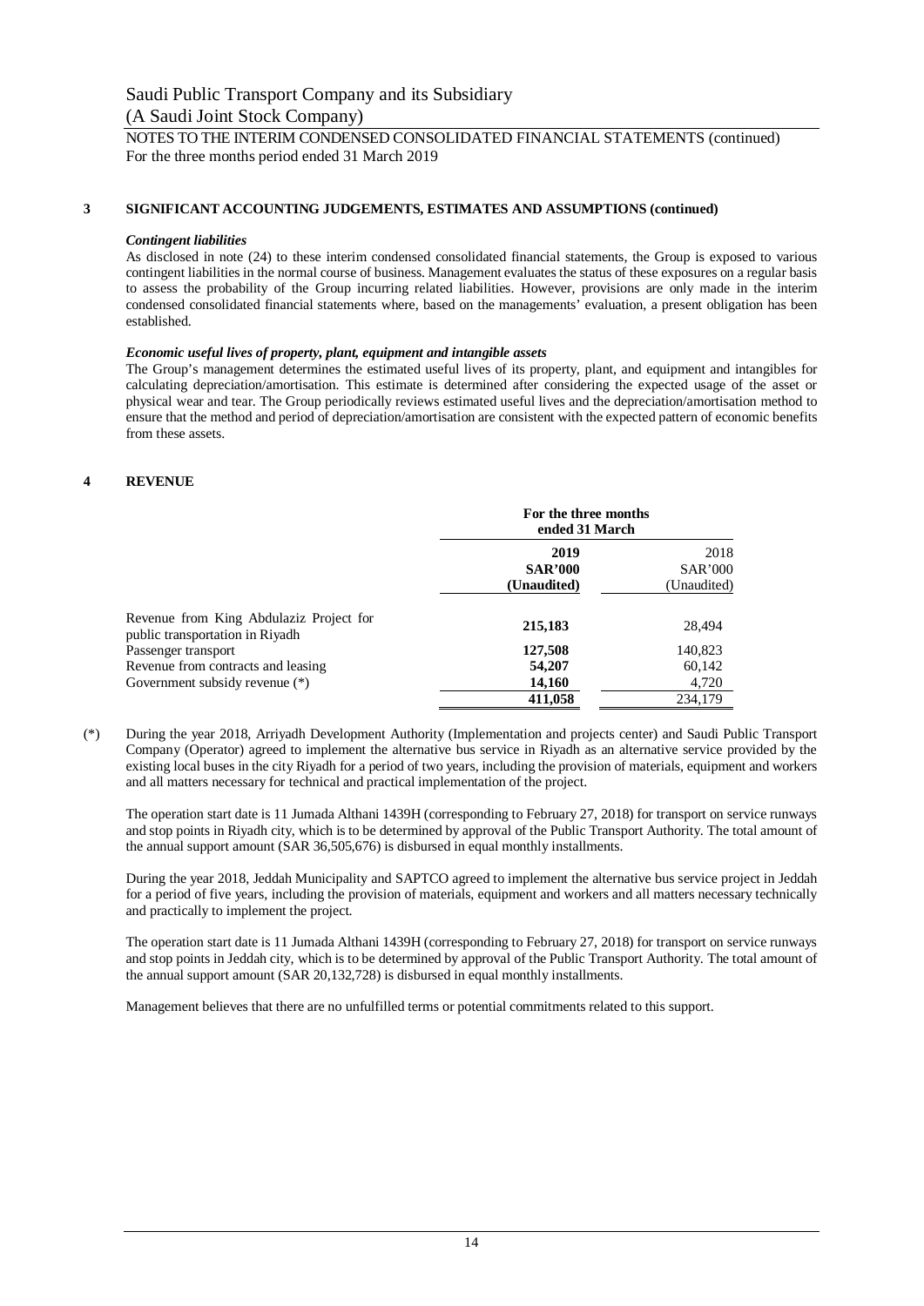## 3 SIGNIFICANT ACCOUNTING JUDGEMENTS, ESTIMATES AND ASSUMPTIONS (continued)

***Contingent liabilities***

As disclosed in note (24) to these interim condensed consolidated financial statements, the Group is exposed to various contingent liabilities in the normal course of business. Management evaluates the status of these exposures on a regular basis to assess the probability of the Group incurring related liabilities. However, provisions are only made in the interim condensed consolidated financial statements where, based on the managements' evaluation, a present obligation has been established.

***Economic useful lives of property, plant, equipment and intangible assets***

The Group's management determines the estimated useful lives of its property, plant, and equipment and intangibles for calculating depreciation/amortisation. This estimate is determined after considering the expected usage of the asset or physical wear and tear. The Group periodically reviews estimated useful lives and the depreciation/amortisation method to ensure that the method and period of depreciation/amortisation are consistent with the expected pattern of economic benefits from these assets.

## 4 REVENUE

| | **For the three months ended 31 March** | |
|---|---|---|
| | **2019** | 2018 |
| | **SAR'000** | SAR'000 |
| | **(Unaudited)** | (Unaudited) |
| Revenue from King Abdulaziz Project for public transportation in Riyadh | **215,183** | 28,494 |
| Passenger transport | **127,508** | 140,823 |
| Revenue from contracts and leasing | **54,207** | 60,142 |
| Government subsidy revenue (*) | **14,160** | 4,720 |
| | **411,058** | 234,179 |

(*) During the year 2018, Arriyadh Development Authority (Implementation and projects center) and Saudi Public Transport Company (Operator) agreed to implement the alternative bus service in Riyadh as an alternative service provided by the existing local buses in the city Riyadh for a period of two years, including the provision of materials, equipment and workers and all matters necessary for technical and practical implementation of the project.

The operation start date is 11 Jumada Althani 1439H (corresponding to February 27, 2018) for transport on service runways and stop points in Riyadh city, which is to be determined by approval of the Public Transport Authority. The total amount of the annual support amount (SAR 36,505,676) is disbursed in equal monthly installments.

During the year 2018, Jeddah Municipality and SAPTCO agreed to implement the alternative bus service project in Jeddah for a period of five years, including the provision of materials, equipment and workers and all matters necessary technically and practically to implement the project.

The operation start date is 11 Jumada Althani 1439H (corresponding to February 27, 2018) for transport on service runways and stop points in Jeddah city, which is to be determined by approval of the Public Transport Authority. The total amount of the annual support amount (SAR 20,132,728) is disbursed in equal monthly installments.

Management believes that there are no unfulfilled terms or potential commitments related to this support.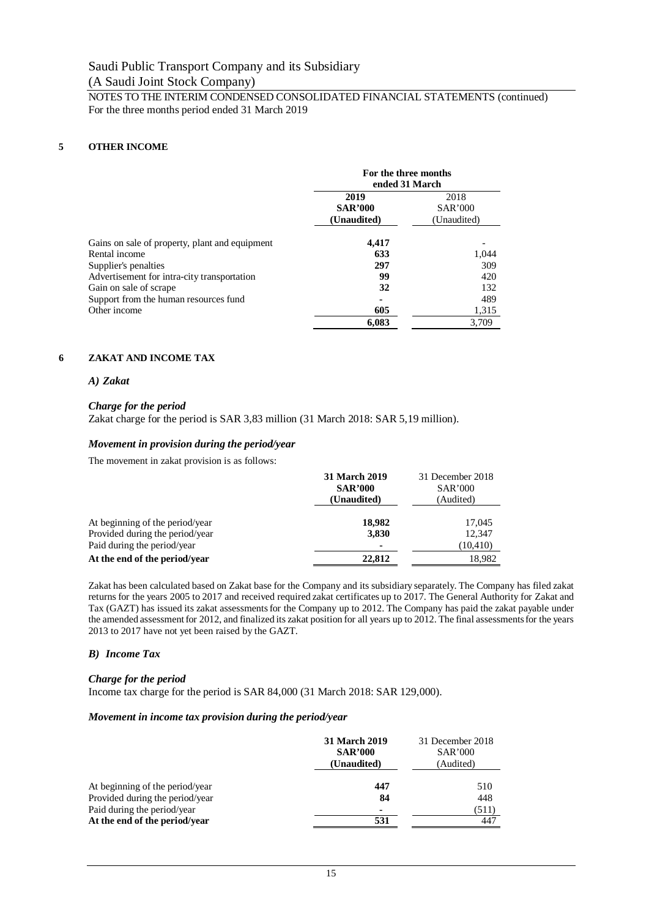Saudi Public Transport Company and its Subsidiary
(A Saudi Joint Stock Company)
NOTES TO THE INTERIM CONDENSED CONSOLIDATED FINANCIAL STATEMENTS (continued)
For the three months period ended 31 March 2019

## 5 OTHER INCOME

| | For the three months ended 31 March | |
|---|---|---|
| | **2019 SAR'000 (Unaudited)** | 2018 SAR'000 (Unaudited) |
| Gains on sale of property, plant and equipment | **4,417** | - |
| Rental income | **633** | 1,044 |
| Supplier's penalties | **297** | 309 |
| Advertisement for intra-city transportation | **99** | 420 |
| Gain on sale of scrape | **32** | 132 |
| Support from the human resources fund | **-** | 489 |
| Other income | **605** | 1,315 |
| | **6,083** | 3,709 |

## 6 ZAKAT AND INCOME TAX

### *A) Zakat*

#### *Charge for the period*

Zakat charge for the period is SAR 3,83 million (31 March 2018: SAR 5,19 million).

#### *Movement in provision during the period/year*

The movement in zakat provision is as follows:

| | **31 March 2019 SAR'000 (Unaudited)** | 31 December 2018 SAR'000 (Audited) |
|---|---|---|
| At beginning of the period/year | **18,982** | 17,045 |
| Provided during the period/year | **3,830** | 12,347 |
| Paid during the period/year | **-** | (10,410) |
| **At the end of the period/year** | **22,812** | 18,982 |

Zakat has been calculated based on Zakat base for the Company and its subsidiary separately. The Company has filed zakat returns for the years 2005 to 2017 and received required zakat certificates up to 2017. The General Authority for Zakat and Tax (GAZT) has issued its zakat assessments for the Company up to 2012. The Company has paid the zakat payable under the amended assessment for 2012, and finalized its zakat position for all years up to 2012. The final assessments for the years 2013 to 2017 have not yet been raised by the GAZT.

### *B) Income Tax*

#### *Charge for the period*

Income tax charge for the period is SAR 84,000 (31 March 2018: SAR 129,000).

#### *Movement in income tax provision during the period/year*

| | **31 March 2019 SAR'000 (Unaudited)** | 31 December 2018 SAR'000 (Audited) |
|---|---|---|
| At beginning of the period/year | **447** | 510 |
| Provided during the period/year | **84** | 448 |
| Paid during the period/year | **-** | (511) |
| **At the end of the period/year** | **531** | 447 |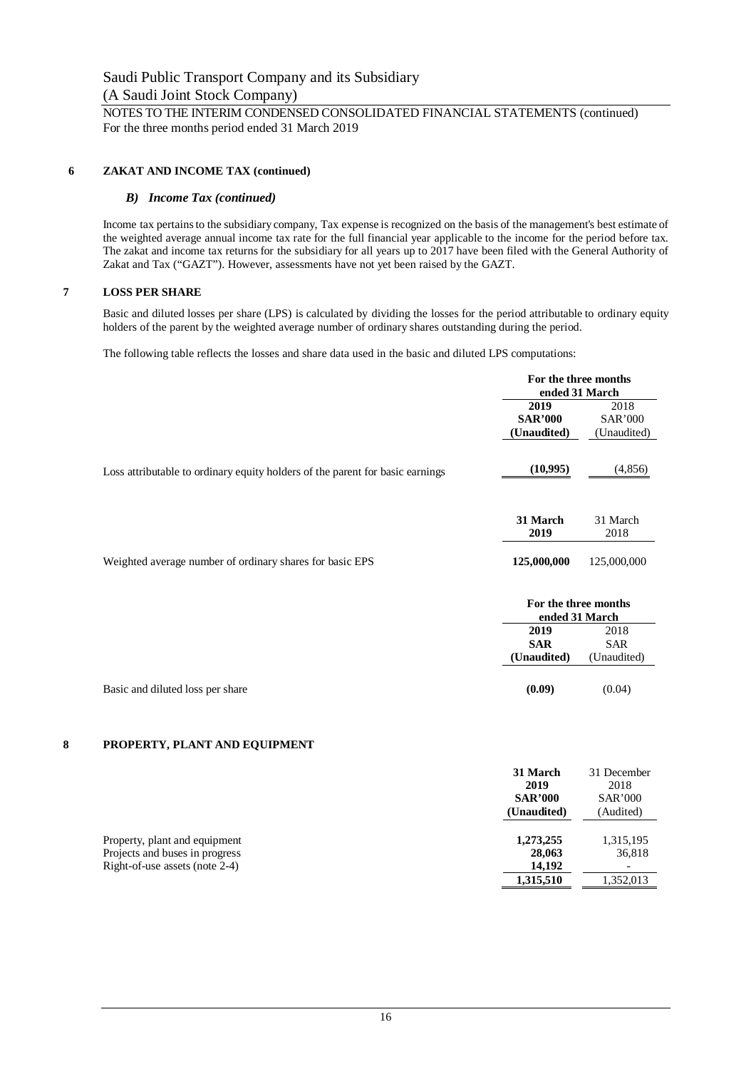## 6 ZAKAT AND INCOME TAX (continued)

### *B) Income Tax (continued)*

Income tax pertains to the subsidiary company, Tax expense is recognized on the basis of the management's best estimate of the weighted average annual income tax rate for the full financial year applicable to the income for the period before tax. The zakat and income tax returns for the subsidiary for all years up to 2017 have been filed with the General Authority of Zakat and Tax ("GAZT"). However, assessments have not yet been raised by the GAZT.

## 7 LOSS PER SHARE

Basic and diluted losses per share (LPS) is calculated by dividing the losses for the period attributable to ordinary equity holders of the parent by the weighted average number of ordinary shares outstanding during the period.

The following table reflects the losses and share data used in the basic and diluted LPS computations:

| | For the three months ended 31 March | |
|---|---|---|
| | **2019** | 2018 |
| | **SAR'000** | SAR'000 |
| | **(Unaudited)** | (Unaudited) |
| Loss attributable to ordinary equity holders of the parent for basic earnings | **(10,995)** | (4,856) |

| | **31 March 2019** | 31 March 2018 |
|---|---|---|
| Weighted average number of ordinary shares for basic EPS | **125,000,000** | 125,000,000 |

| | For the three months ended 31 March | |
|---|---|---|
| | **2019** | 2018 |
| | **SAR** | SAR |
| | **(Unaudited)** | (Unaudited) |
| Basic and diluted loss per share | **(0.09)** | (0.04) |

## 8 PROPERTY, PLANT AND EQUIPMENT

| | **31 March 2019** | 31 December 2018 |
|---|---|---|
| | **SAR'000** | SAR'000 |
| | **(Unaudited)** | (Audited) |
| Property, plant and equipment | **1,273,255** | 1,315,195 |
| Projects and buses in progress | **28,063** | 36,818 |
| Right-of-use assets (note 2-4) | **14,192** | - |
| | **1,315,510** | 1,352,013 |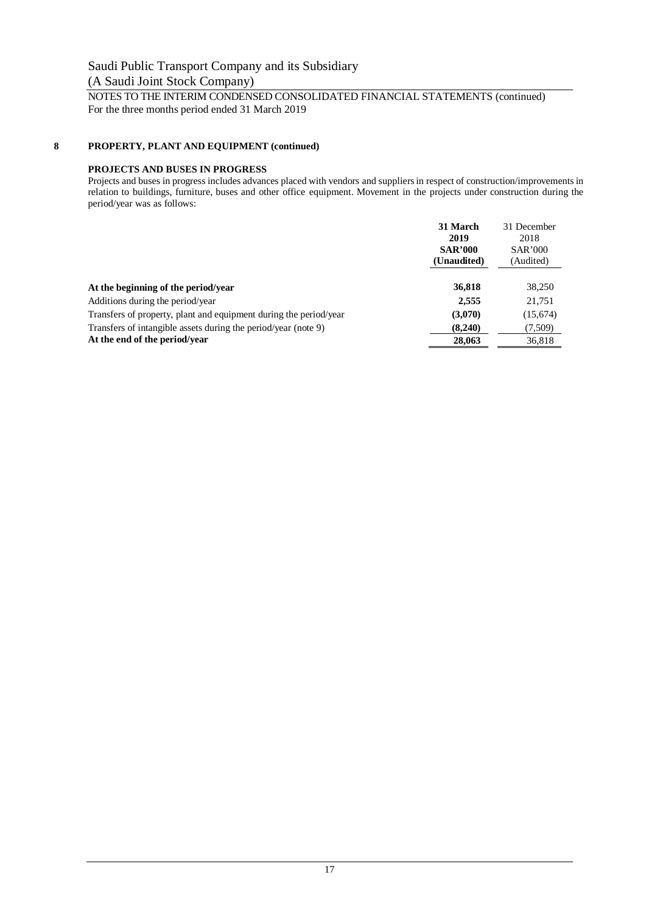## 8 PROPERTY, PLANT AND EQUIPMENT (continued)

### PROJECTS AND BUSES IN PROGRESS

Projects and buses in progress includes advances placed with vendors and suppliers in respect of construction/improvements in relation to buildings, furniture, buses and other office equipment. Movement in the projects under construction during the period/year was as follows:

| | 31 March 2019 SAR'000 (Unaudited) | 31 December 2018 SAR'000 (Audited) |
|---|---|---|
| **At the beginning of the period/year** | **36,818** | 38,250 |
| Additions during the period/year | **2,555** | 21,751 |
| Transfers of property, plant and equipment during the period/year | **(3,070)** | (15,674) |
| Transfers of intangible assets during the period/year (note 9) | **(8,240)** | (7,509) |
| **At the end of the period/year** | **28,063** | 36,818 |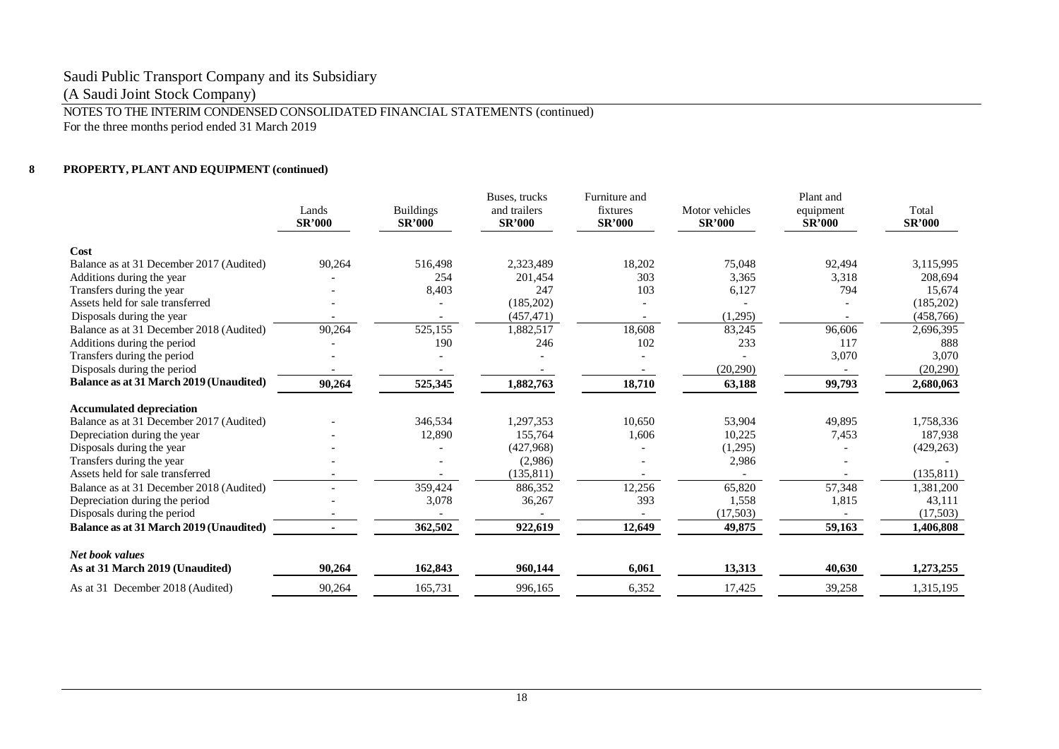Saudi Public Transport Company and its Subsidiary

(A Saudi Joint Stock Company)

NOTES TO THE INTERIM CONDENSED CONSOLIDATED FINANCIAL STATEMENTS (continued)

For the three months period ended 31 March 2019

## 8 PROPERTY, PLANT AND EQUIPMENT (continued)

| | Lands SR'000 | Buildings SR'000 | Buses, trucks and trailers SR'000 | Furniture and fixtures SR'000 | Motor vehicles SR'000 | Plant and equipment SR'000 | Total SR'000 |
|---|---|---|---|---|---|---|---|
| **Cost** | | | | | | | |
| Balance as at 31 December 2017 (Audited) | 90,264 | 516,498 | 2,323,489 | 18,202 | 75,048 | 92,494 | 3,115,995 |
| Additions during the year | - | 254 | 201,454 | 303 | 3,365 | 3,318 | 208,694 |
| Transfers during the year | - | 8,403 | 247 | 103 | 6,127 | 794 | 15,674 |
| Assets held for sale transferred | - | - | (185,202) | - | - | - | (185,202) |
| Disposals during the year | - | - | (457,471) | - | (1,295) | - | (458,766) |
| Balance as at 31 December 2018 (Audited) | 90,264 | 525,155 | 1,882,517 | 18,608 | 83,245 | 96,606 | 2,696,395 |
| Additions during the period | - | 190 | 246 | 102 | 233 | 117 | 888 |
| Transfers during the period | - | - | - | - | - | 3,070 | 3,070 |
| Disposals during the period | - | - | - | - | (20,290) | - | (20,290) |
| **Balance as at 31 March 2019 (Unaudited)** | **90,264** | **525,345** | **1,882,763** | **18,710** | **63,188** | **99,793** | **2,680,063** |
| **Accumulated depreciation** | | | | | | | |
| Balance as at 31 December 2017 (Audited) | - | 346,534 | 1,297,353 | 10,650 | 53,904 | 49,895 | 1,758,336 |
| Depreciation during the year | - | 12,890 | 155,764 | 1,606 | 10,225 | 7,453 | 187,938 |
| Disposals during the year | - | - | (427,968) | - | (1,295) | - | (429,263) |
| Transfers during the year | - | - | (2,986) | - | 2,986 | - | - |
| Assets held for sale transferred | - | - | (135,811) | - | - | - | (135,811) |
| Balance as at 31 December 2018 (Audited) | - | 359,424 | 886,352 | 12,256 | 65,820 | 57,348 | 1,381,200 |
| Depreciation during the period | - | 3,078 | 36,267 | 393 | 1,558 | 1,815 | 43,111 |
| Disposals during the period | - | - | - | - | (17,503) | - | (17,503) |
| **Balance as at 31 March 2019 (Unaudited)** | **-** | **362,502** | **922,619** | **12,649** | **49,875** | **59,163** | **1,406,808** |
| ***Net book values*** | | | | | | | |
| **As at 31 March 2019 (Unaudited)** | **90,264** | **162,843** | **960,144** | **6,061** | **13,313** | **40,630** | **1,273,255** |
| As at 31 December 2018 (Audited) | 90,264 | 165,731 | 996,165 | 6,352 | 17,425 | 39,258 | 1,315,195 |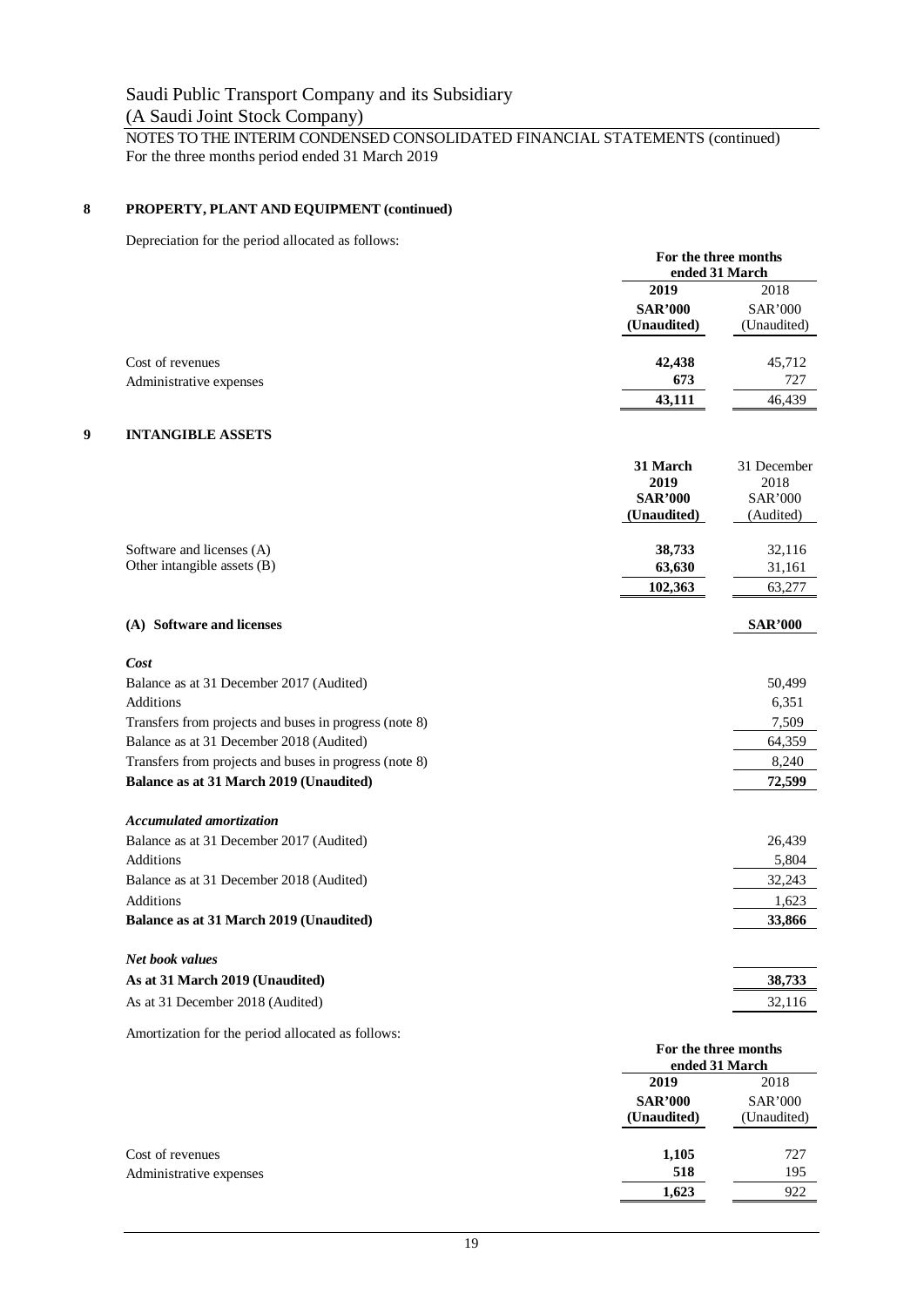Saudi Public Transport Company and its Subsidiary
(A Saudi Joint Stock Company)
NOTES TO THE INTERIM CONDENSED CONSOLIDATED FINANCIAL STATEMENTS (continued)
For the three months period ended 31 March 2019

## 8 PROPERTY, PLANT AND EQUIPMENT (continued)

Depreciation for the period allocated as follows:

| | For the three months ended 31 March | |
|---|---|---|
| | **2019** | 2018 |
| | **SAR'000 (Unaudited)** | SAR'000 (Unaudited) |
| Cost of revenues | **42,438** | 45,712 |
| Administrative expenses | **673** | 727 |
| | **43,111** | 46,439 |

## 9 INTANGIBLE ASSETS

| | **31 March 2019 SAR'000 (Unaudited)** | 31 December 2018 SAR'000 (Audited) |
|---|---|---|
| Software and licenses (A) | **38,733** | 32,116 |
| Other intangible assets (B) | **63,630** | 31,161 |
| | **102,363** | 63,277 |

| **(A) Software and licenses** | **SAR'000** |
|---|---|
| ***Cost*** | |
| Balance as at 31 December 2017 (Audited) | 50,499 |
| Additions | 6,351 |
| Transfers from projects and buses in progress (note 8) | 7,509 |
| Balance as at 31 December 2018 (Audited) | 64,359 |
| Transfers from projects and buses in progress (note 8) | 8,240 |
| **Balance as at 31 March 2019 (Unaudited)** | **72,599** |
| ***Accumulated amortization*** | |
| Balance as at 31 December 2017 (Audited) | 26,439 |
| Additions | 5,804 |
| Balance as at 31 December 2018 (Audited) | 32,243 |
| Additions | 1,623 |
| **Balance as at 31 March 2019 (Unaudited)** | **33,866** |
| ***Net book values*** | |
| **As at 31 March 2019 (Unaudited)** | **38,733** |
| As at 31 December 2018 (Audited) | 32,116 |

Amortization for the period allocated as follows:

| | For the three months ended 31 March | |
|---|---|---|
| | **2019** | 2018 |
| | **SAR'000 (Unaudited)** | SAR'000 (Unaudited) |
| Cost of revenues | **1,105** | 727 |
| Administrative expenses | **518** | 195 |
| | **1,623** | 922 |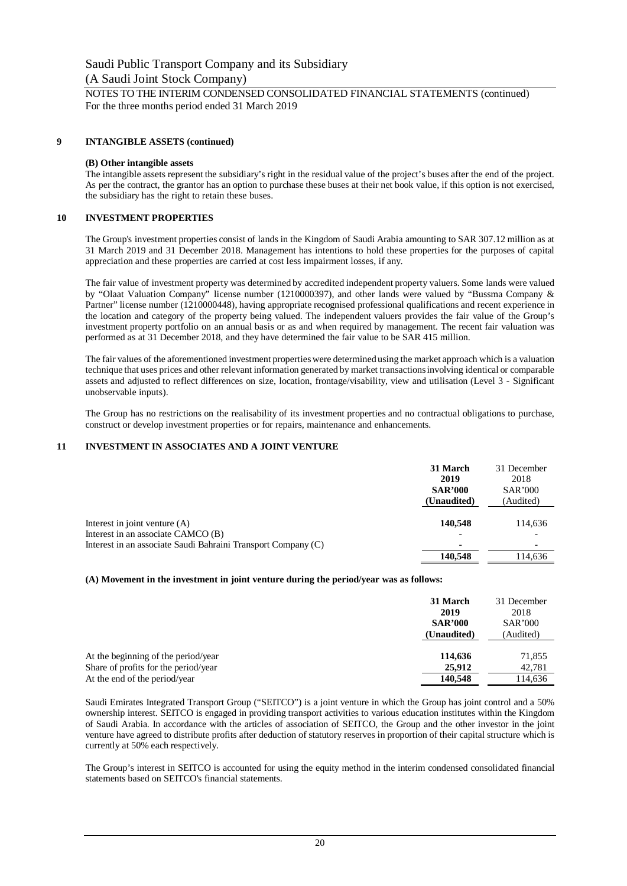## 9 INTANGIBLE ASSETS (continued)

**(B) Other intangible assets**

The intangible assets represent the subsidiary's right in the residual value of the project's buses after the end of the project. As per the contract, the grantor has an option to purchase these buses at their net book value, if this option is not exercised, the subsidiary has the right to retain these buses.

## 10 INVESTMENT PROPERTIES

The Group's investment properties consist of lands in the Kingdom of Saudi Arabia amounting to SAR 307.12 million as at 31 March 2019 and 31 December 2018. Management has intentions to hold these properties for the purposes of capital appreciation and these properties are carried at cost less impairment losses, if any.

The fair value of investment property was determined by accredited independent property valuers. Some lands were valued by "Olaat Valuation Company" license number (1210000397), and other lands were valued by "Bussma Company & Partner" license number (1210000448), having appropriate recognised professional qualifications and recent experience in the location and category of the property being valued. The independent valuers provides the fair value of the Group's investment property portfolio on an annual basis or as and when required by management. The recent fair valuation was performed as at 31 December 2018, and they have determined the fair value to be SAR 415 million.

The fair values of the aforementioned investment properties were determined using the market approach which is a valuation technique that uses prices and other relevant information generated by market transactions involving identical or comparable assets and adjusted to reflect differences on size, location, frontage/visability, view and utilisation (Level 3 - Significant unobservable inputs).

The Group has no restrictions on the realisability of its investment properties and no contractual obligations to purchase, construct or develop investment properties or for repairs, maintenance and enhancements.

## 11 INVESTMENT IN ASSOCIATES AND A JOINT VENTURE

| | **31 March 2019 SAR'000 (Unaudited)** | 31 December 2018 SAR'000 (Audited) |
|---|---|---|
| Interest in joint venture (A) | **140,548** | 114,636 |
| Interest in an associate CAMCO (B) | - | - |
| Interest in an associate Saudi Bahraini Transport Company (C) | - | - |
| | **140,548** | 114,636 |

**(A) Movement in the investment in joint venture during the period/year was as follows:**

| | **31 March 2019 SAR'000 (Unaudited)** | 31 December 2018 SAR'000 (Audited) |
|---|---|---|
| At the beginning of the period/year | **114,636** | 71,855 |
| Share of profits for the period/year | **25,912** | 42,781 |
| At the end of the period/year | **140,548** | 114,636 |

Saudi Emirates Integrated Transport Group ("SEITCO") is a joint venture in which the Group has joint control and a 50% ownership interest. SEITCO is engaged in providing transport activities to various education institutes within the Kingdom of Saudi Arabia. In accordance with the articles of association of SEITCO, the Group and the other investor in the joint venture have agreed to distribute profits after deduction of statutory reserves in proportion of their capital structure which is currently at 50% each respectively.

The Group's interest in SEITCO is accounted for using the equity method in the interim condensed consolidated financial statements based on SEITCO's financial statements.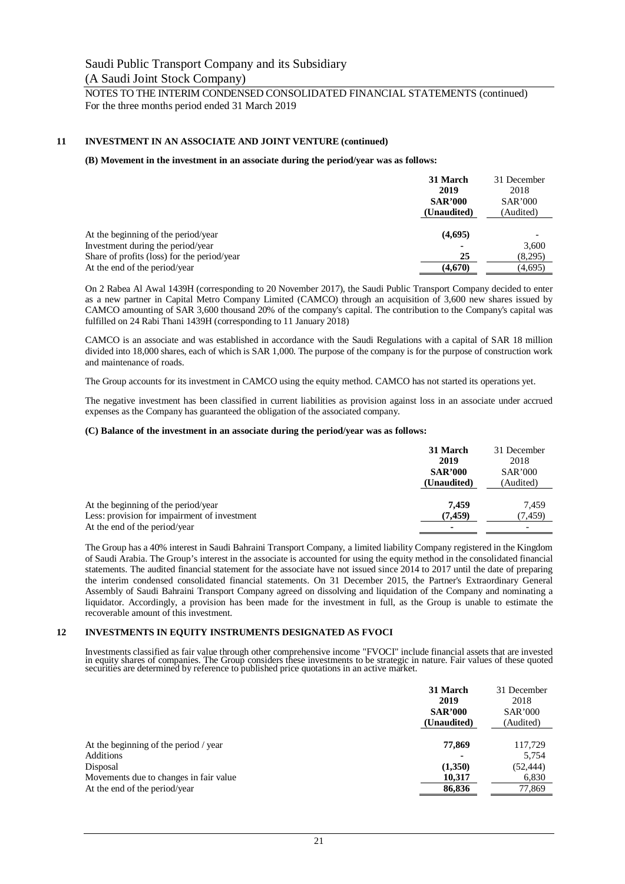## 11 INVESTMENT IN AN ASSOCIATE AND JOINT VENTURE (continued)

**(B) Movement in the investment in an associate during the period/year was as follows:**

| | 31 March 2019 SAR'000 (Unaudited) | 31 December 2018 SAR'000 (Audited) |
|---|---|---|
| At the beginning of the period/year | **(4,695)** | - |
| Investment during the period/year | **-** | 3,600 |
| Share of profits (loss) for the period/year | **25** | (8,295) |
| At the end of the period/year | **(4,670)** | (4,695) |

On 2 Rabea Al Awal 1439H (corresponding to 20 November 2017), the Saudi Public Transport Company decided to enter as a new partner in Capital Metro Company Limited (CAMCO) through an acquisition of 3,600 new shares issued by CAMCO amounting of SAR 3,600 thousand 20% of the company's capital. The contribution to the Company's capital was fulfilled on 24 Rabi Thani 1439H (corresponding to 11 January 2018)

CAMCO is an associate and was established in accordance with the Saudi Regulations with a capital of SAR 18 million divided into 18,000 shares, each of which is SAR 1,000. The purpose of the company is for the purpose of construction work and maintenance of roads.

The Group accounts for its investment in CAMCO using the equity method. CAMCO has not started its operations yet.

The negative investment has been classified in current liabilities as provision against loss in an associate under accrued expenses as the Company has guaranteed the obligation of the associated company.

**(C) Balance of the investment in an associate during the period/year was as follows:**

| | 31 March 2019 SAR'000 (Unaudited) | 31 December 2018 SAR'000 (Audited) |
|---|---|---|
| At the beginning of the period/year | **7,459** | 7,459 |
| Less: provision for impairment of investment | **(7,459)** | (7,459) |
| At the end of the period/year | **-** | - |

The Group has a 40% interest in Saudi Bahraini Transport Company, a limited liability Company registered in the Kingdom of Saudi Arabia. The Group's interest in the associate is accounted for using the equity method in the consolidated financial statements. The audited financial statement for the associate have not issued since 2014 to 2017 until the date of preparing the interim condensed consolidated financial statements. On 31 December 2015, the Partner's Extraordinary General Assembly of Saudi Bahraini Transport Company agreed on dissolving and liquidation of the Company and nominating a liquidator. Accordingly, a provision has been made for the investment in full, as the Group is unable to estimate the recoverable amount of this investment.

## 12 INVESTMENTS IN EQUITY INSTRUMENTS DESIGNATED AS FVOCI

Investments classified as fair value through other comprehensive income "FVOCI" include financial assets that are invested in equity shares of companies. The Group considers these investments to be strategic in nature. Fair values of these quoted securities are determined by reference to published price quotations in an active market.

| | 31 March 2019 SAR'000 (Unaudited) | 31 December 2018 SAR'000 (Audited) |
|---|---|---|
| At the beginning of the period / year | **77,869** | 117,729 |
| Additions | **-** | 5,754 |
| Disposal | **(1,350)** | (52,444) |
| Movements due to changes in fair value | **10,317** | 6,830 |
| At the end of the period/year | **86,836** | 77,869 |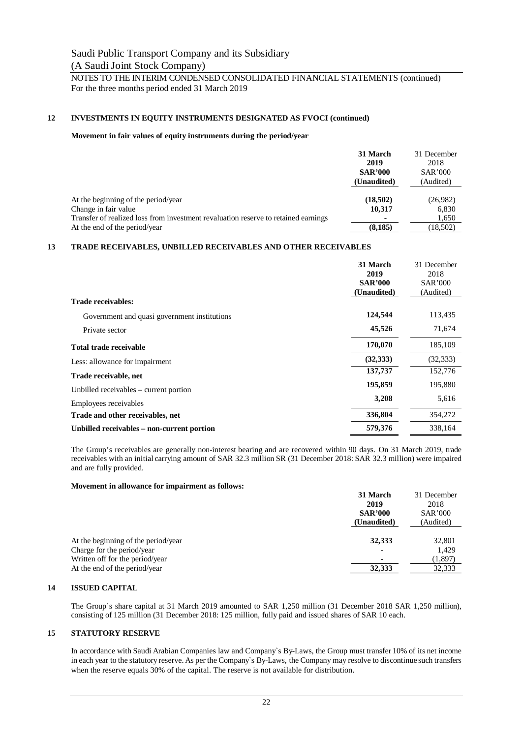## 12 INVESTMENTS IN EQUITY INSTRUMENTS DESIGNATED AS FVOCI (continued)

**Movement in fair values of equity instruments during the period/year**

| | **31 March 2019 SAR'000 (Unaudited)** | 31 December 2018 SAR'000 (Audited) |
|---|---|---|
| At the beginning of the period/year | **(18,502)** | (26,982) |
| Change in fair value | **10,317** | 6,830 |
| Transfer of realized loss from investment revaluation reserve to retained earnings | **-** | 1,650 |
| At the end of the period/year | **(8,185)** | (18,502) |

## 13 TRADE RECEIVABLES, UNBILLED RECEIVABLES AND OTHER RECEIVABLES

| | **31 March 2019 SAR'000 (Unaudited)** | 31 December 2018 SAR'000 (Audited) |
|---|---|---|
| **Trade receivables:** | | |
| Government and quasi government institutions | **124,544** | 113,435 |
| Private sector | **45,526** | 71,674 |
| **Total trade receivable** | **170,070** | 185,109 |
| Less: allowance for impairment | **(32,333)** | (32,333) |
| **Trade receivable, net** | **137,737** | 152,776 |
| Unbilled receivables – current portion | **195,859** | 195,880 |
| Employees receivables | **3,208** | 5,616 |
| **Trade and other receivables, net** | **336,804** | 354,272 |
| **Unbilled receivables – non-current portion** | **579,376** | 338,164 |

The Group's receivables are generally non-interest bearing and are recovered within 90 days. On 31 March 2019, trade receivables with an initial carrying amount of SAR 32.3 million SR (31 December 2018: SAR 32.3 million) were impaired and are fully provided.

**Movement in allowance for impairment as follows:**

| | **31 March 2019 SAR'000 (Unaudited)** | 31 December 2018 SAR'000 (Audited) |
|---|---|---|
| At the beginning of the period/year | **32,333** | 32,801 |
| Charge for the period/year | **-** | 1,429 |
| Written off for the period/year | **-** | (1,897) |
| At the end of the period/year | **32,333** | 32,333 |

## 14 ISSUED CAPITAL

The Group's share capital at 31 March 2019 amounted to SAR 1,250 million (31 December 2018 SAR 1,250 million), consisting of 125 million (31 December 2018: 125 million, fully paid and issued shares of SAR 10 each.

## 15 STATUTORY RESERVE

In accordance with Saudi Arabian Companies law and Company`s By-Laws, the Group must transfer 10% of its net income in each year to the statutory reserve. As per the Company`s By-Laws, the Company may resolve to discontinue such transfers when the reserve equals 30% of the capital. The reserve is not available for distribution.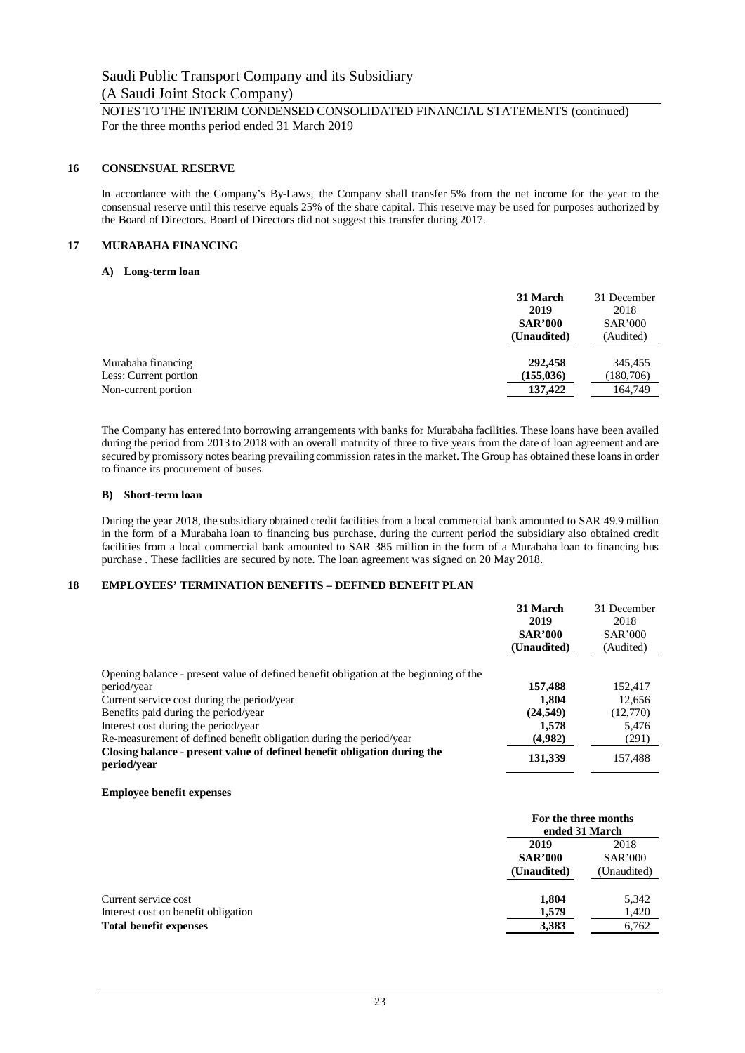## 16 CONSENSUAL RESERVE

In accordance with the Company's By-Laws, the Company shall transfer 5% from the net income for the year to the consensual reserve until this reserve equals 25% of the share capital. This reserve may be used for purposes authorized by the Board of Directors. Board of Directors did not suggest this transfer during 2017.

## 17 MURABAHA FINANCING

### A) Long-term loan

| | **31 March 2019 SAR'000 (Unaudited)** | 31 December 2018 SAR'000 (Audited) |
|---|---|---|
| Murabaha financing | **292,458** | 345,455 |
| Less: Current portion | **(155,036)** | (180,706) |
| Non-current portion | **137,422** | 164,749 |

The Company has entered into borrowing arrangements with banks for Murabaha facilities. These loans have been availed during the period from 2013 to 2018 with an overall maturity of three to five years from the date of loan agreement and are secured by promissory notes bearing prevailing commission rates in the market. The Group has obtained these loans in order to finance its procurement of buses.

### B) Short-term loan

During the year 2018, the subsidiary obtained credit facilities from a local commercial bank amounted to SAR 49.9 million in the form of a Murabaha loan to financing bus purchase, during the current period the subsidiary also obtained credit facilities from a local commercial bank amounted to SAR 385 million in the form of a Murabaha loan to financing bus purchase . These facilities are secured by note. The loan agreement was signed on 20 May 2018.

## 18 EMPLOYEES' TERMINATION BENEFITS – DEFINED BENEFIT PLAN

| | **31 March 2019 SAR'000 (Unaudited)** | 31 December 2018 SAR'000 (Audited) |
|---|---|---|
| Opening balance - present value of defined benefit obligation at the beginning of the period/year | **157,488** | 152,417 |
| Current service cost during the period/year | **1,804** | 12,656 |
| Benefits paid during the period/year | **(24,549)** | (12,770) |
| Interest cost during the period/year | **1,578** | 5,476 |
| Re-measurement of defined benefit obligation during the period/year | **(4,982)** | (291) |
| **Closing balance - present value of defined benefit obligation during the period/year** | **131,339** | 157,488 |

**Employee benefit expenses**

| | **For the three months ended 31 March** | |
|---|---|---|
| | **2019 SAR'000 (Unaudited)** | 2018 SAR'000 (Unaudited) |
| Current service cost | **1,804** | 5,342 |
| Interest cost on benefit obligation | **1,579** | 1,420 |
| **Total benefit expenses** | **3,383** | 6,762 |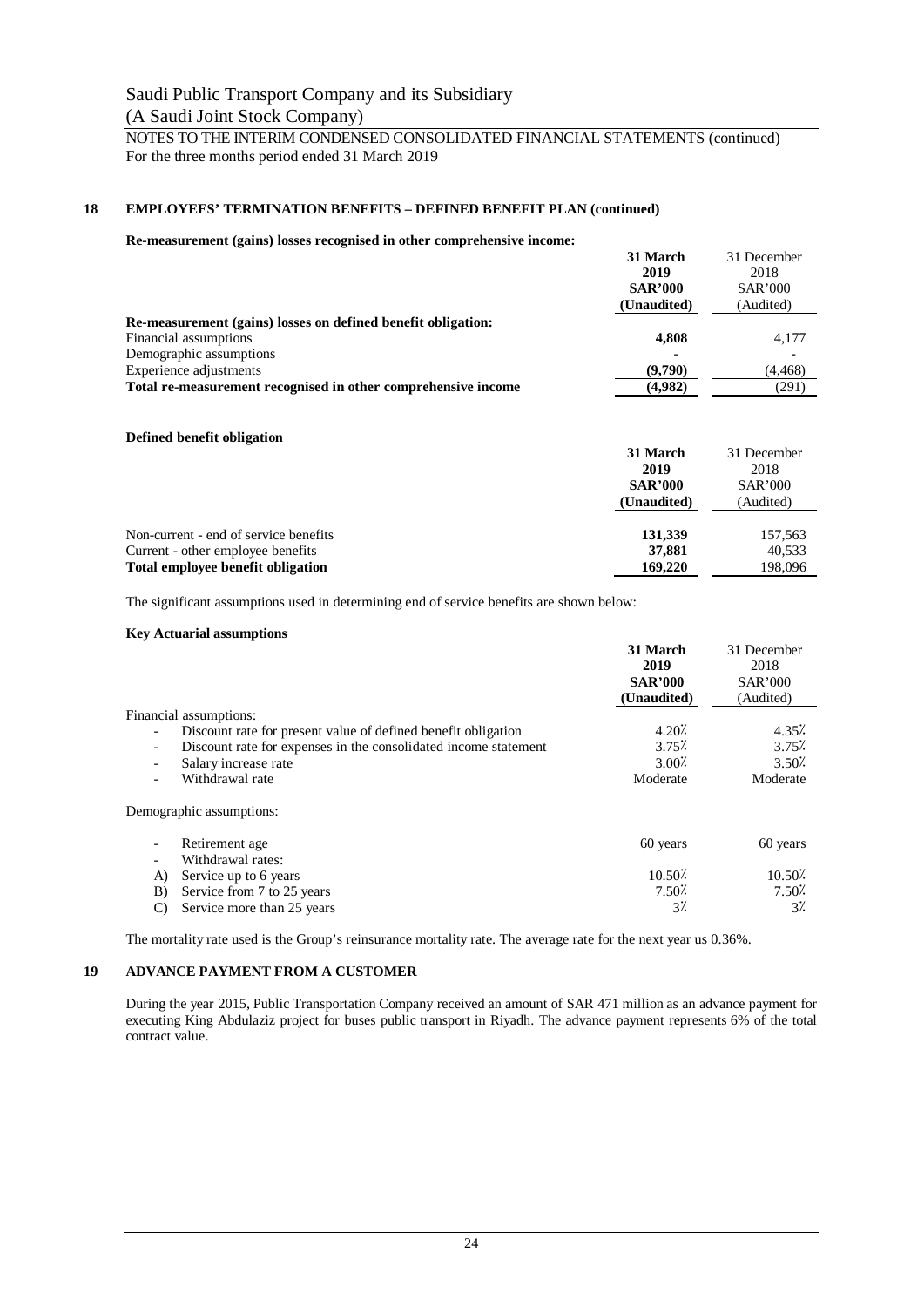## 18 EMPLOYEES' TERMINATION BENEFITS – DEFINED BENEFIT PLAN (continued)

**Re-measurement (gains) losses recognised in other comprehensive income:**

| | 31 March 2019 SAR'000 (Unaudited) | 31 December 2018 SAR'000 (Audited) |
|---|---|---|
| **Re-measurement (gains) losses on defined benefit obligation:** | | |
| Financial assumptions | **4,808** | 4,177 |
| Demographic assumptions | **-** | - |
| Experience adjustments | **(9,790)** | (4,468) |
| **Total re-measurement recognised in other comprehensive income** | **(4,982)** | (291) |

**Defined benefit obligation**

| | 31 March 2019 SAR'000 (Unaudited) | 31 December 2018 SAR'000 (Audited) |
|---|---|---|
| Non-current - end of service benefits | **131,339** | 157,563 |
| Current - other employee benefits | **37,881** | 40,533 |
| **Total employee benefit obligation** | **169,220** | 198,096 |

The significant assumptions used in determining end of service benefits are shown below:

**Key Actuarial assumptions**

| | 31 March 2019 SAR'000 (Unaudited) | 31 December 2018 SAR'000 (Audited) |
|---|---|---|
| Financial assumptions: | | |
| - Discount rate for present value of defined benefit obligation | 4.20% | 4.35% |
| - Discount rate for expenses in the consolidated income statement | 3.75% | 3.75% |
| - Salary increase rate | 3.00% | 3.50% |
| - Withdrawal rate | Moderate | Moderate |
| Demographic assumptions: | | |
| - Retirement age | 60 years | 60 years |
| - Withdrawal rates: | | |
| A) Service up to 6 years | 10.50% | 10.50% |
| B) Service from 7 to 25 years | 7.50% | 7.50% |
| C) Service more than 25 years | 3% | 3% |

The mortality rate used is the Group's reinsurance mortality rate. The average rate for the next year us 0.36%.

## 19 ADVANCE PAYMENT FROM A CUSTOMER

During the year 2015, Public Transportation Company received an amount of SAR 471 million as an advance payment for executing King Abdulaziz project for buses public transport in Riyadh. The advance payment represents 6% of the total contract value.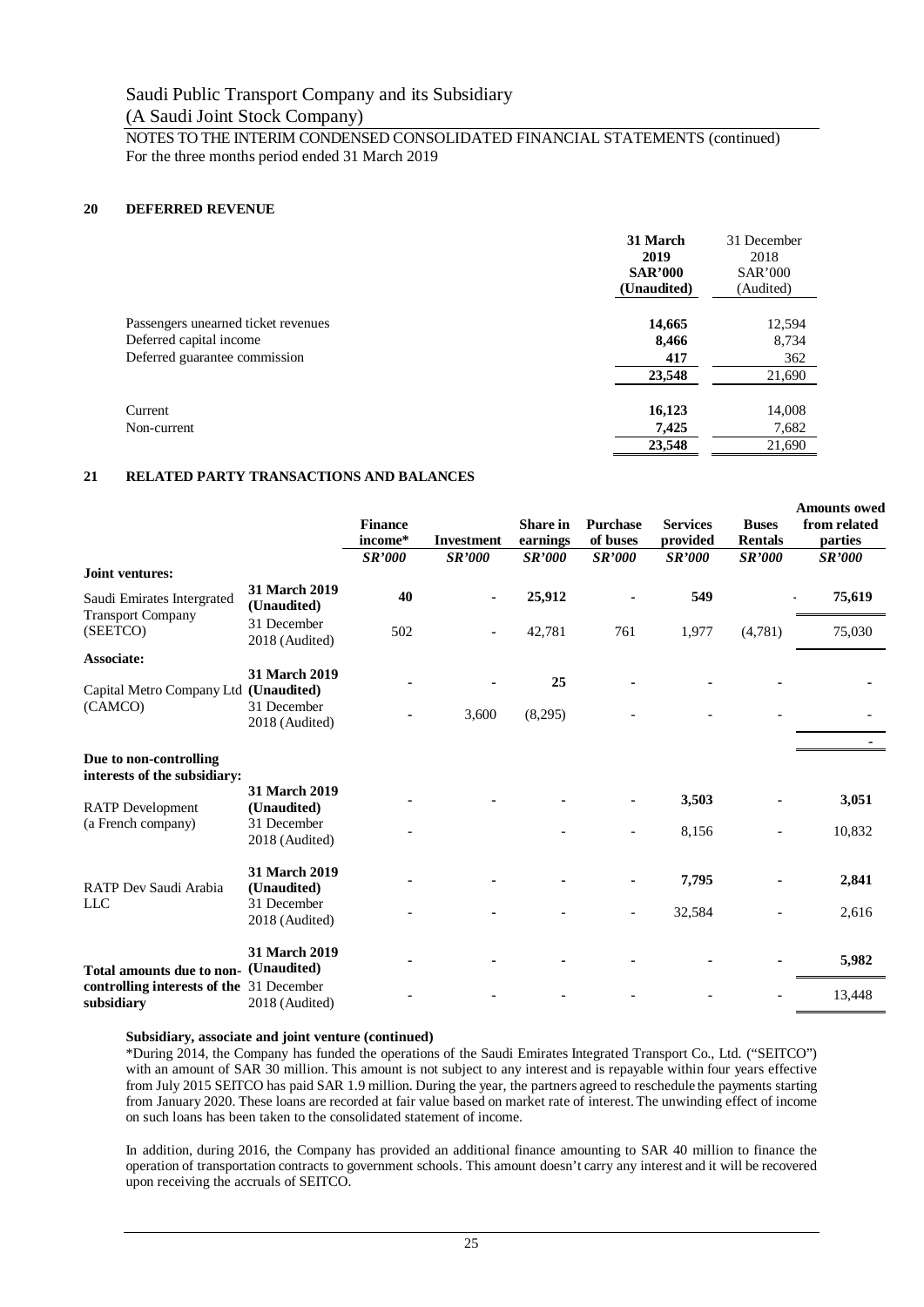## 20 DEFERRED REVENUE

| | 31 March 2019 SAR'000 (Unaudited) | 31 December 2018 SAR'000 (Audited) |
|---|---|---|
| Passengers unearned ticket revenues | **14,665** | 12,594 |
| Deferred capital income | **8,466** | 8,734 |
| Deferred guarantee commission | **417** | 362 |
| | **23,548** | 21,690 |
| Current | **16,123** | 14,008 |
| Non-current | **7,425** | 7,682 |
| | **23,548** | 21,690 |

## 21 RELATED PARTY TRANSACTIONS AND BALANCES

| | | Finance income* *SR'000* | Investment *SR'000* | Share in earnings *SR'000* | Purchase of buses *SR'000* | Services provided *SR'000* | Buses Rentals *SR'000* | Amounts owed from related parties *SR'000* |
|---|---|---|---|---|---|---|---|---|
| **Joint ventures:** | | | | | | | | |
| Saudi Emirates Intergrated Transport Company (SEETCO) | **31 March 2019 (Unaudited)** | **40** | **-** | **25,912** | **-** | **549** | - | **75,619** |
| | 31 December 2018 (Audited) | 502 | - | 42,781 | 761 | 1,977 | (4,781) | 75,030 |
| **Associate:** | | | | | | | | |
| Capital Metro Company Ltd (CAMCO) | **31 March 2019 (Unaudited)** | **-** | **-** | **25** | **-** | **-** | **-** | **-** |
| | 31 December 2018 (Audited) | - | 3,600 | (8,295) | - | - | - | - |
| | | | | | | | | **-** |
| **Due to non-controlling interests of the subsidiary:** | | | | | | | | |
| RATP Development (a French company) | **31 March 2019 (Unaudited)** | **-** | **-** | **-** | **-** | **3,503** | **-** | **3,051** |
| | 31 December 2018 (Audited) | - | | - | - | 8,156 | - | 10,832 |
| RATP Dev Saudi Arabia LLC | **31 March 2019 (Unaudited)** | **-** | **-** | **-** | **-** | **7,795** | **-** | **2,841** |
| | 31 December 2018 (Audited) | - | - | - | - | 32,584 | - | 2,616 |
| **Total amounts due to non-controlling interests of the subsidiary** | **31 March 2019 (Unaudited)** | **-** | **-** | **-** | **-** | **-** | **-** | **5,982** |
| | 31 December 2018 (Audited) | - | - | - | - | - | - | 13,448 |

**Subsidiary, associate and joint venture (continued)**

*During 2014, the Company has funded the operations of the Saudi Emirates Integrated Transport Co., Ltd. ("SEITCO") with an amount of SAR 30 million. This amount is not subject to any interest and is repayable within four years effective from July 2015 SEITCO has paid SAR 1.9 million. During the year, the partners agreed to reschedule the payments starting from January 2020. These loans are recorded at fair value based on market rate of interest. The unwinding effect of income on such loans has been taken to the consolidated statement of income.

In addition, during 2016, the Company has provided an additional finance amounting to SAR 40 million to finance the operation of transportation contracts to government schools. This amount doesn't carry any interest and it will be recovered upon receiving the accruals of SEITCO.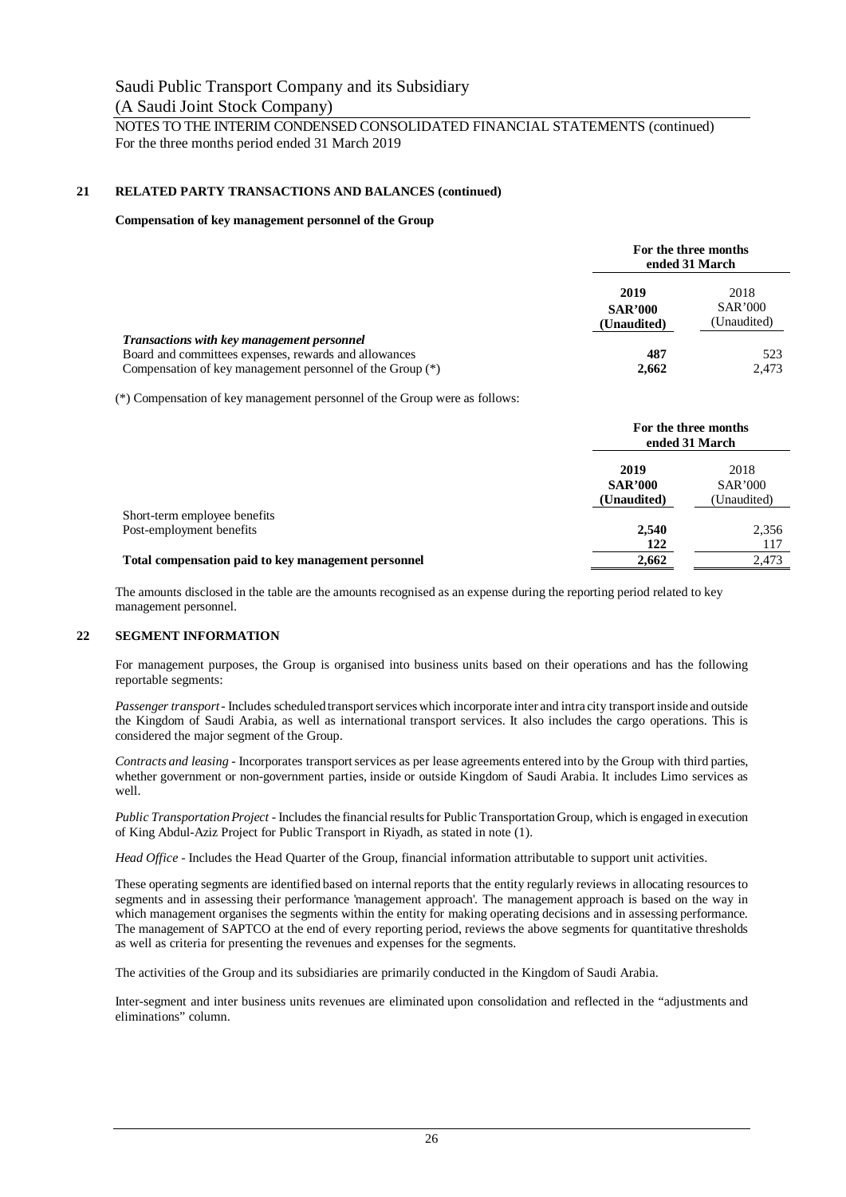## 21 RELATED PARTY TRANSACTIONS AND BALANCES (continued)

**Compensation of key management personnel of the Group**

| | For the three months ended 31 March | |
|---|---|---|
| | **2019 SAR'000 (Unaudited)** | 2018 SAR'000 (Unaudited) |
| ***Transactions with key management personnel*** | | |
| Board and committees expenses, rewards and allowances | **487** | 523 |
| Compensation of key management personnel of the Group (*) | **2,662** | 2,473 |

(*) Compensation of key management personnel of the Group were as follows:

| | For the three months ended 31 March | |
|---|---|---|
| | **2019 SAR'000 (Unaudited)** | 2018 SAR'000 (Unaudited) |
| Short-term employee benefits | **2,540** | 2,356 |
| Post-employment benefits | **122** | 117 |
| **Total compensation paid to key management personnel** | **2,662** | 2,473 |

The amounts disclosed in the table are the amounts recognised as an expense during the reporting period related to key management personnel.

## 22 SEGMENT INFORMATION

For management purposes, the Group is organised into business units based on their operations and has the following reportable segments:

*Passenger transport* - Includes scheduled transport services which incorporate inter and intra city transport inside and outside the Kingdom of Saudi Arabia, as well as international transport services. It also includes the cargo operations. This is considered the major segment of the Group.

*Contracts and leasing* - Incorporates transport services as per lease agreements entered into by the Group with third parties, whether government or non-government parties, inside or outside Kingdom of Saudi Arabia. It includes Limo services as well.

*Public Transportation Project* - Includes the financial results for Public Transportation Group, which is engaged in execution of King Abdul-Aziz Project for Public Transport in Riyadh, as stated in note (1).

*Head Office* - Includes the Head Quarter of the Group, financial information attributable to support unit activities.

These operating segments are identified based on internal reports that the entity regularly reviews in allocating resources to segments and in assessing their performance 'management approach'. The management approach is based on the way in which management organises the segments within the entity for making operating decisions and in assessing performance. The management of SAPTCO at the end of every reporting period, reviews the above segments for quantitative thresholds as well as criteria for presenting the revenues and expenses for the segments.

The activities of the Group and its subsidiaries are primarily conducted in the Kingdom of Saudi Arabia.

Inter-segment and inter business units revenues are eliminated upon consolidation and reflected in the "adjustments and eliminations" column.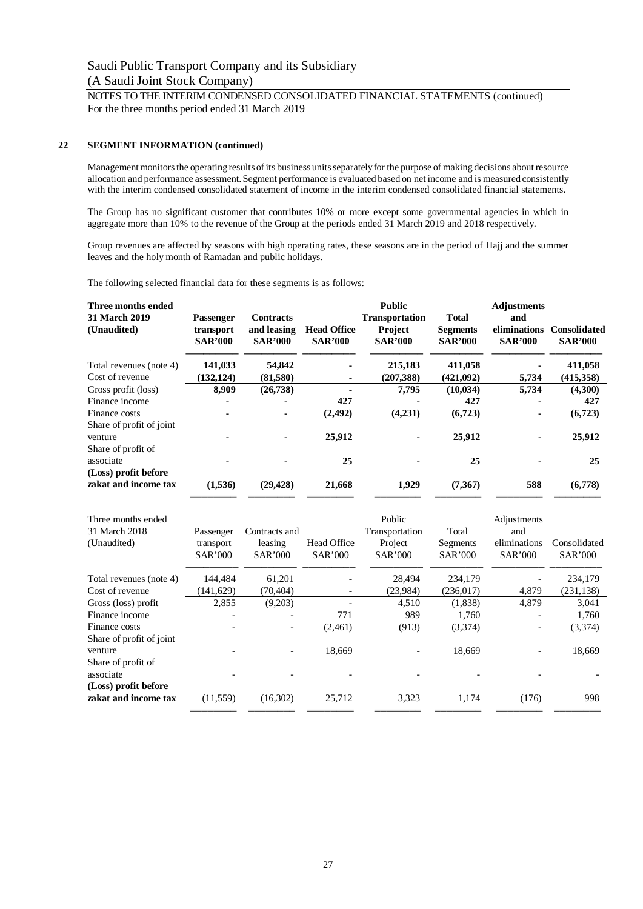Saudi Public Transport Company and its Subsidiary
(A Saudi Joint Stock Company)

NOTES TO THE INTERIM CONDENSED CONSOLIDATED FINANCIAL STATEMENTS (continued)
For the three months period ended 31 March 2019

## 22 SEGMENT INFORMATION (continued)

Management monitors the operating results of its business units separately for the purpose of making decisions about resource allocation and performance assessment. Segment performance is evaluated based on net income and is measured consistently with the interim condensed consolidated statement of income in the interim condensed consolidated financial statements.

The Group has no significant customer that contributes 10% or more except some governmental agencies in which in aggregate more than 10% to the revenue of the Group at the periods ended 31 March 2019 and 2018 respectively.

Group revenues are affected by seasons with high operating rates, these seasons are in the period of Hajj and the summer leaves and the holy month of Ramadan and public holidays.

The following selected financial data for these segments is as follows:

| **Three months ended 31 March 2019 (Unaudited)** | **Passenger transport SAR'000** | **Contracts and leasing SAR'000** | **Head Office SAR'000** | **Public Transportation Project SAR'000** | **Total Segments SAR'000** | **Adjustments and eliminations SAR'000** | **Consolidated SAR'000** |
|---|---|---|---|---|---|---|---|
| Total revenues (note 4) | **141,033** | **54,842** | **-** | **215,183** | **411,058** | **-** | **411,058** |
| Cost of revenue | **(132,124)** | **(81,580)** | **-** | **(207,388)** | **(421,092)** | **5,734** | **(415,358)** |
| Gross profit (loss) | **8,909** | **(26,738)** | **-** | **7,795** | **(10,034)** | **5,734** | **(4,300)** |
| Finance income | **-** | **-** | **427** | **-** | **427** | **-** | **427** |
| Finance costs | **-** | **-** | **(2,492)** | **(4,231)** | **(6,723)** | **-** | **(6,723)** |
| Share of profit of joint venture | **-** | **-** | **25,912** | **-** | **25,912** | **-** | **25,912** |
| Share of profit of associate | **-** | **-** | **25** | **-** | **25** | **-** | **25** |
| **(Loss) profit before zakat and income tax** | **(1,536)** | **(29,428)** | **21,668** | **1,929** | **(7,367)** | **588** | **(6,778)** |

| Three months ended 31 March 2018 (Unaudited) | Passenger transport SAR'000 | Contracts and leasing SAR'000 | Head Office SAR'000 | Public Transportation Project SAR'000 | Total Segments SAR'000 | Adjustments and eliminations SAR'000 | Consolidated SAR'000 |
|---|---|---|---|---|---|---|---|
| Total revenues (note 4) | 144,484 | 61,201 | - | 28,494 | 234,179 | - | 234,179 |
| Cost of revenue | (141,629) | (70,404) | - | (23,984) | (236,017) | 4,879 | (231,138) |
| Gross (loss) profit | 2,855 | (9,203) | - | 4,510 | (1,838) | 4,879 | 3,041 |
| Finance income | - | - | 771 | 989 | 1,760 | - | 1,760 |
| Finance costs | - | - | (2,461) | (913) | (3,374) | - | (3,374) |
| Share of profit of joint venture | - | - | 18,669 | - | 18,669 | - | 18,669 |
| Share of profit of associate | - | - | - | - | - | - | - |
| **(Loss) profit before zakat and income tax** | (11,559) | (16,302) | 25,712 | 3,323 | 1,174 | (176) | 998 |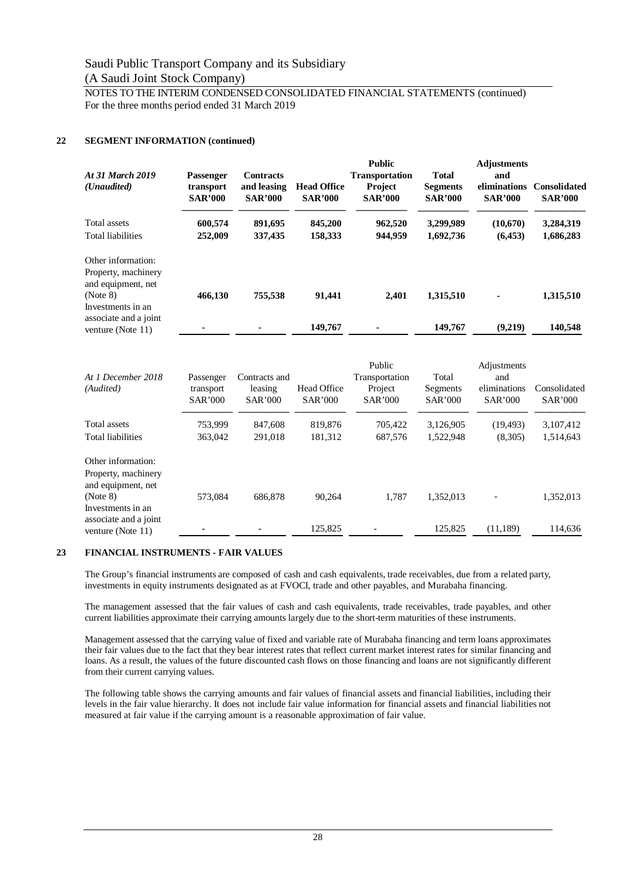Saudi Public Transport Company and its Subsidiary
(A Saudi Joint Stock Company)

NOTES TO THE INTERIM CONDENSED CONSOLIDATED FINANCIAL STATEMENTS (continued)
For the three months period ended 31 March 2019

## 22 SEGMENT INFORMATION (continued)

| *At 31 March 2019 (Unaudited)* | **Passenger transport SAR'000** | **Contracts and leasing SAR'000** | **Head Office SAR'000** | **Public Transportation Project SAR'000** | **Total Segments SAR'000** | **Adjustments and eliminations SAR'000** | **Consolidated SAR'000** |
|---|---|---|---|---|---|---|---|
| Total assets | **600,574** | **891,695** | **845,200** | **962,520** | **3,299,989** | **(10,670)** | **3,284,319** |
| Total liabilities | **252,009** | **337,435** | **158,333** | **944,959** | **1,692,736** | **(6,453)** | **1,686,283** |
| Other information: | | | | | | | |
| Property, machinery and equipment, net (Note 8) | **466,130** | **755,538** | **91,441** | **2,401** | **1,315,510** | **-** | **1,315,510** |
| Investments in an associate and a joint venture (Note 11) | **-** | **-** | **149,767** | **-** | **149,767** | **(9,219)** | **140,548** |

| *At 1 December 2018 (Audited)* | Passenger transport SAR'000 | Contracts and leasing SAR'000 | Head Office SAR'000 | Public Transportation Project SAR'000 | Total Segments SAR'000 | Adjustments and eliminations SAR'000 | Consolidated SAR'000 |
|---|---|---|---|---|---|---|---|
| Total assets | 753,999 | 847,608 | 819,876 | 705,422 | 3,126,905 | (19,493) | 3,107,412 |
| Total liabilities | 363,042 | 291,018 | 181,312 | 687,576 | 1,522,948 | (8,305) | 1,514,643 |
| Other information: | | | | | | | |
| Property, machinery and equipment, net (Note 8) | 573,084 | 686,878 | 90,264 | 1,787 | 1,352,013 | - | 1,352,013 |
| Investments in an associate and a joint venture (Note 11) | - | - | 125,825 | - | 125,825 | (11,189) | 114,636 |

## 23 FINANCIAL INSTRUMENTS - FAIR VALUES

The Group's financial instruments are composed of cash and cash equivalents, trade receivables, due from a related party, investments in equity instruments designated as at FVOCI, trade and other payables, and Murabaha financing.

The management assessed that the fair values of cash and cash equivalents, trade receivables, trade payables, and other current liabilities approximate their carrying amounts largely due to the short-term maturities of these instruments.

Management assessed that the carrying value of fixed and variable rate of Murabaha financing and term loans approximates their fair values due to the fact that they bear interest rates that reflect current market interest rates for similar financing and loans. As a result, the values of the future discounted cash flows on those financing and loans are not significantly different from their current carrying values.

The following table shows the carrying amounts and fair values of financial assets and financial liabilities, including their levels in the fair value hierarchy. It does not include fair value information for financial assets and financial liabilities not measured at fair value if the carrying amount is a reasonable approximation of fair value.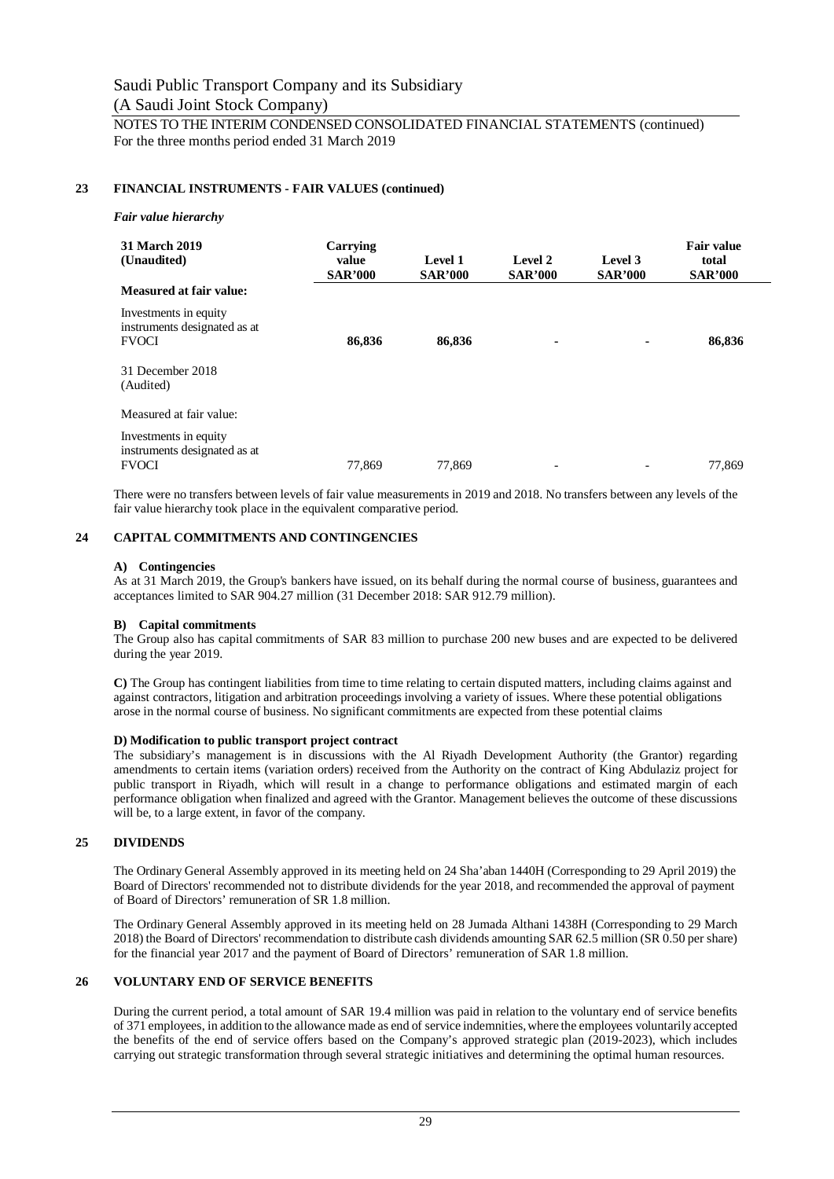Saudi Public Transport Company and its Subsidiary

(A Saudi Joint Stock Company)

NOTES TO THE INTERIM CONDENSED CONSOLIDATED FINANCIAL STATEMENTS (continued)
For the three months period ended 31 March 2019

## 23 FINANCIAL INSTRUMENTS - FAIR VALUES (continued)

***Fair value hierarchy***

| **31 March 2019 (Unaudited)** | **Carrying value SAR'000** | **Level 1 SAR'000** | **Level 2 SAR'000** | **Level 3 SAR'000** | **Fair value total SAR'000** |
|---|---|---|---|---|---|
| **Measured at fair value:** | | | | | |
| Investments in equity instruments designated as at FVOCI | **86,836** | **86,836** | **-** | **-** | **86,836** |
| 31 December 2018 (Audited) | | | | | |
| Measured at fair value: | | | | | |
| Investments in equity instruments designated as at FVOCI | 77,869 | 77,869 | - | - | 77,869 |

There were no transfers between levels of fair value measurements in 2019 and 2018. No transfers between any levels of the fair value hierarchy took place in the equivalent comparative period.

## 24 CAPITAL COMMITMENTS AND CONTINGENCIES

**A) Contingencies**

As at 31 March 2019, the Group's bankers have issued, on its behalf during the normal course of business, guarantees and acceptances limited to SAR 904.27 million (31 December 2018: SAR 912.79 million).

**B) Capital commitments**

The Group also has capital commitments of SAR 83 million to purchase 200 new buses and are expected to be delivered during the year 2019.

**C)** The Group has contingent liabilities from time to time relating to certain disputed matters, including claims against and against contractors, litigation and arbitration proceedings involving a variety of issues. Where these potential obligations arose in the normal course of business. No significant commitments are expected from these potential claims

**D) Modification to public transport project contract**

The subsidiary's management is in discussions with the Al Riyadh Development Authority (the Grantor) regarding amendments to certain items (variation orders) received from the Authority on the contract of King Abdulaziz project for public transport in Riyadh, which will result in a change to performance obligations and estimated margin of each performance obligation when finalized and agreed with the Grantor. Management believes the outcome of these discussions will be, to a large extent, in favor of the company.

## 25 DIVIDENDS

The Ordinary General Assembly approved in its meeting held on 24 Sha'aban 1440H (Corresponding to 29 April 2019) the Board of Directors' recommended not to distribute dividends for the year 2018, and recommended the approval of payment of Board of Directors' remuneration of SR 1.8 million.

The Ordinary General Assembly approved in its meeting held on 28 Jumada Althani 1438H (Corresponding to 29 March 2018) the Board of Directors' recommendation to distribute cash dividends amounting SAR 62.5 million (SR 0.50 per share) for the financial year 2017 and the payment of Board of Directors' remuneration of SAR 1.8 million.

## 26 VOLUNTARY END OF SERVICE BENEFITS

During the current period, a total amount of SAR 19.4 million was paid in relation to the voluntary end of service benefits of 371 employees, in addition to the allowance made as end of service indemnities, where the employees voluntarily accepted the benefits of the end of service offers based on the Company's approved strategic plan (2019-2023), which includes carrying out strategic transformation through several strategic initiatives and determining the optimal human resources.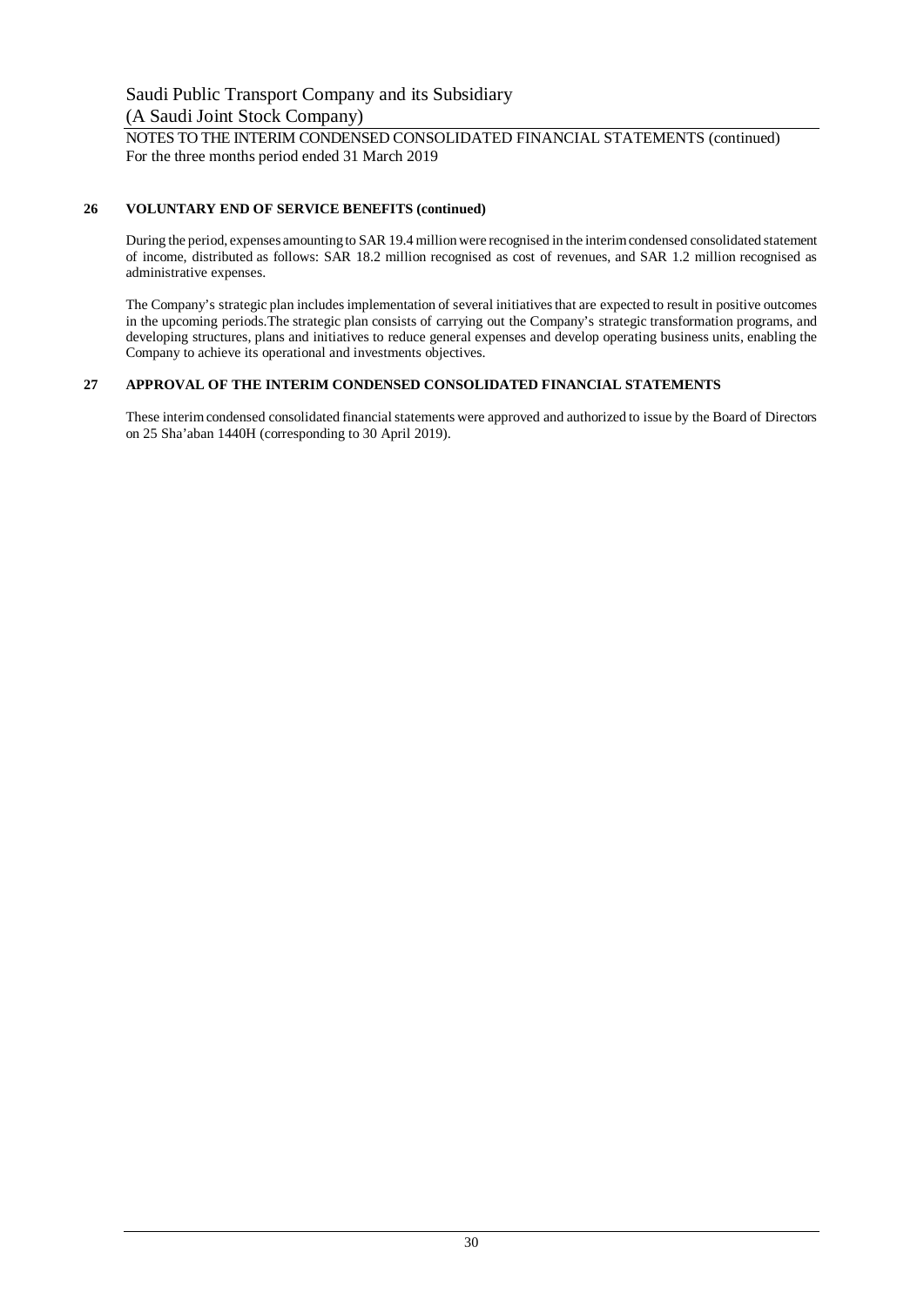## 26 VOLUNTARY END OF SERVICE BENEFITS (continued)

During the period, expenses amounting to SAR 19.4 million were recognised in the interim condensed consolidated statement of income, distributed as follows: SAR 18.2 million recognised as cost of revenues, and SAR 1.2 million recognised as administrative expenses.

The Company's strategic plan includes implementation of several initiatives that are expected to result in positive outcomes in the upcoming periods.The strategic plan consists of carrying out the Company's strategic transformation programs, and developing structures, plans and initiatives to reduce general expenses and develop operating business units, enabling the Company to achieve its operational and investments objectives.

## 27 APPROVAL OF THE INTERIM CONDENSED CONSOLIDATED FINANCIAL STATEMENTS

These interim condensed consolidated financial statements were approved and authorized to issue by the Board of Directors on 25 Sha'aban 1440H (corresponding to 30 April 2019).